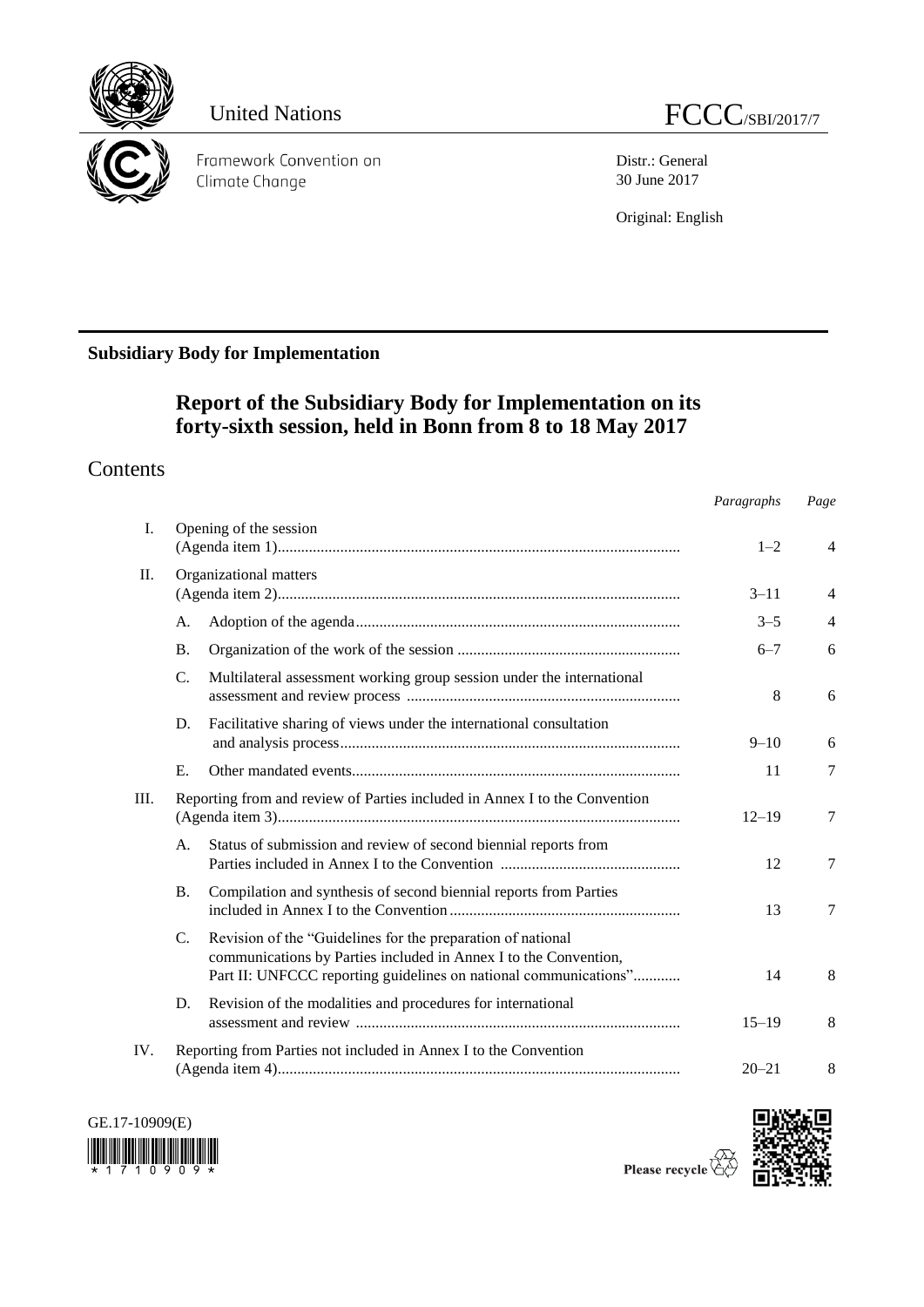United Nations FCCC/SBI/2017/7

Framework Convention on Climate Change

Distr.: General
30 June 2017

Original: English

**Subsidiary Body for Implementation**

# Report of the Subsidiary Body for Implementation on its forty-sixth session, held in Bonn from 8 to 18 May 2017

## Contents

| | | | *Paragraphs* | *Page* |
|---|---|---|---|---|
| I. | | Opening of the session (Agenda item 1) | 1–2 | 4 |
| II. | | Organizational matters (Agenda item 2) | 3–11 | 4 |
| | A. | Adoption of the agenda | 3–5 | 4 |
| | B. | Organization of the work of the session | 6–7 | 6 |
| | C. | Multilateral assessment working group session under the international assessment and review process | 8 | 6 |
| | D. | Facilitative sharing of views under the international consultation and analysis process | 9–10 | 6 |
| | E. | Other mandated events | 11 | 7 |
| III. | | Reporting from and review of Parties included in Annex I to the Convention (Agenda item 3) | 12–19 | 7 |
| | A. | Status of submission and review of second biennial reports from Parties included in Annex I to the Convention | 12 | 7 |
| | B. | Compilation and synthesis of second biennial reports from Parties included in Annex I to the Convention | 13 | 7 |
| | C. | Revision of the "Guidelines for the preparation of national communications by Parties included in Annex I to the Convention, Part II: UNFCCC reporting guidelines on national communications" | 14 | 8 |
| | D. | Revision of the modalities and procedures for international assessment and review | 15–19 | 8 |
| IV. | | Reporting from Parties not included in Annex I to the Convention (Agenda item 4) | 20–21 | 8 |

GE.17-10909(E)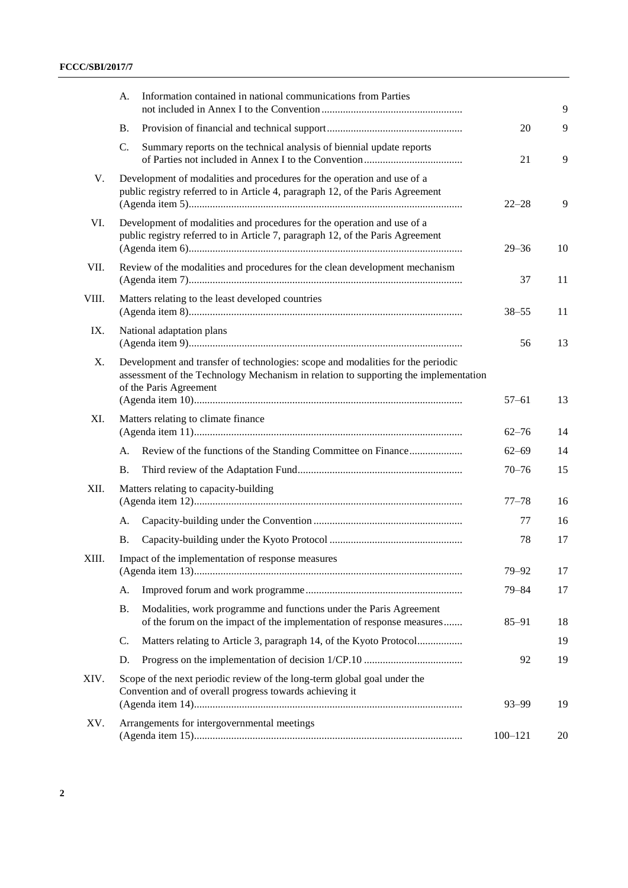| | | | Paragraphs | Page |
|---|---|---|---|---|
| | A. | Information contained in national communications from Parties not included in Annex I to the Convention | | 9 |
| | B. | Provision of financial and technical support | 20 | 9 |
| | C. | Summary reports on the technical analysis of biennial update reports of Parties not included in Annex I to the Convention | 21 | 9 |
| V. | | Development of modalities and procedures for the operation and use of a public registry referred to in Article 4, paragraph 12, of the Paris Agreement (Agenda item 5) | 22–28 | 9 |
| VI. | | Development of modalities and procedures for the operation and use of a public registry referred to in Article 7, paragraph 12, of the Paris Agreement (Agenda item 6) | 29–36 | 10 |
| VII. | | Review of the modalities and procedures for the clean development mechanism (Agenda item 7) | 37 | 11 |
| VIII. | | Matters relating to the least developed countries (Agenda item 8) | 38–55 | 11 |
| IX. | | National adaptation plans (Agenda item 9) | 56 | 13 |
| X. | | Development and transfer of technologies: scope and modalities for the periodic assessment of the Technology Mechanism in relation to supporting the implementation of the Paris Agreement (Agenda item 10) | 57–61 | 13 |
| XI. | | Matters relating to climate finance (Agenda item 11) | 62–76 | 14 |
| | A. | Review of the functions of the Standing Committee on Finance | 62–69 | 14 |
| | B. | Third review of the Adaptation Fund | 70–76 | 15 |
| XII. | | Matters relating to capacity-building (Agenda item 12) | 77–78 | 16 |
| | A. | Capacity-building under the Convention | 77 | 16 |
| | B. | Capacity-building under the Kyoto Protocol | 78 | 17 |
| XIII. | | Impact of the implementation of response measures (Agenda item 13) | 79–92 | 17 |
| | A. | Improved forum and work programme | 79–84 | 17 |
| | B. | Modalities, work programme and functions under the Paris Agreement of the forum on the impact of the implementation of response measures | 85–91 | 18 |
| | C. | Matters relating to Article 3, paragraph 14, of the Kyoto Protocol | | 19 |
| | D. | Progress on the implementation of decision 1/CP.10 | 92 | 19 |
| XIV. | | Scope of the next periodic review of the long-term global goal under the Convention and of overall progress towards achieving it (Agenda item 14) | 93–99 | 19 |
| XV. | | Arrangements for intergovernmental meetings (Agenda item 15) | 100–121 | 20 |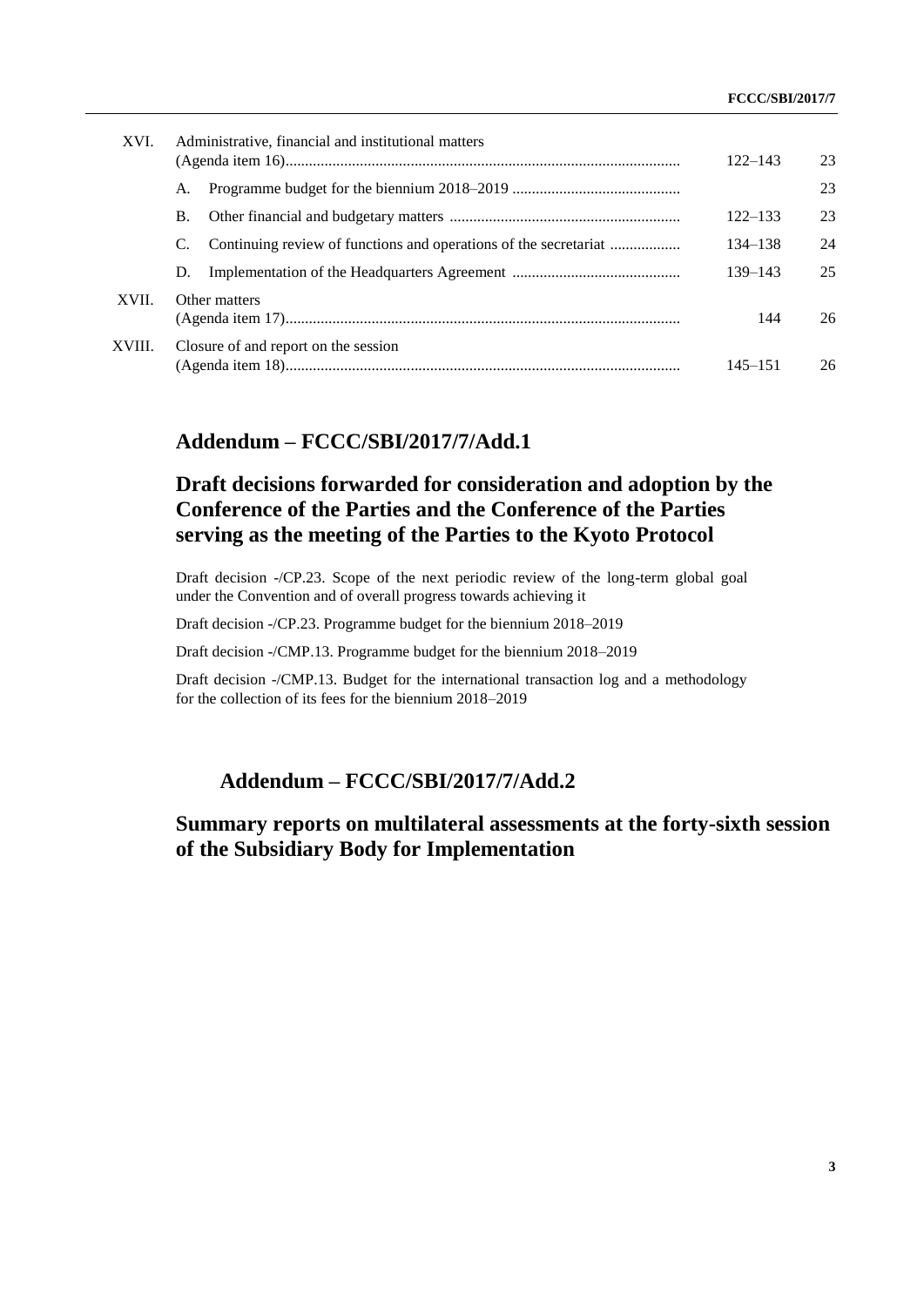| | | | |
|---|---|---|---|
| XVI. | Administrative, financial and institutional matters (Agenda item 16) | 122–143 | 23 |
| | A. Programme budget for the biennium 2018–2019 | | 23 |
| | B. Other financial and budgetary matters | 122–133 | 23 |
| | C. Continuing review of functions and operations of the secretariat | 134–138 | 24 |
| | D. Implementation of the Headquarters Agreement | 139–143 | 25 |
| XVII. | Other matters (Agenda item 17) | 144 | 26 |
| XVIII. | Closure of and report on the session (Agenda item 18) | 145–151 | 26 |

## Addendum – FCCC/SBI/2017/7/Add.1

## Draft decisions forwarded for consideration and adoption by the Conference of the Parties and the Conference of the Parties serving as the meeting of the Parties to the Kyoto Protocol

Draft decision -/CP.23. Scope of the next periodic review of the long-term global goal under the Convention and of overall progress towards achieving it

Draft decision -/CP.23. Programme budget for the biennium 2018–2019

Draft decision -/CMP.13. Programme budget for the biennium 2018–2019

Draft decision -/CMP.13. Budget for the international transaction log and a methodology for the collection of its fees for the biennium 2018–2019

## Addendum – FCCC/SBI/2017/7/Add.2

## Summary reports on multilateral assessments at the forty-sixth session of the Subsidiary Body for Implementation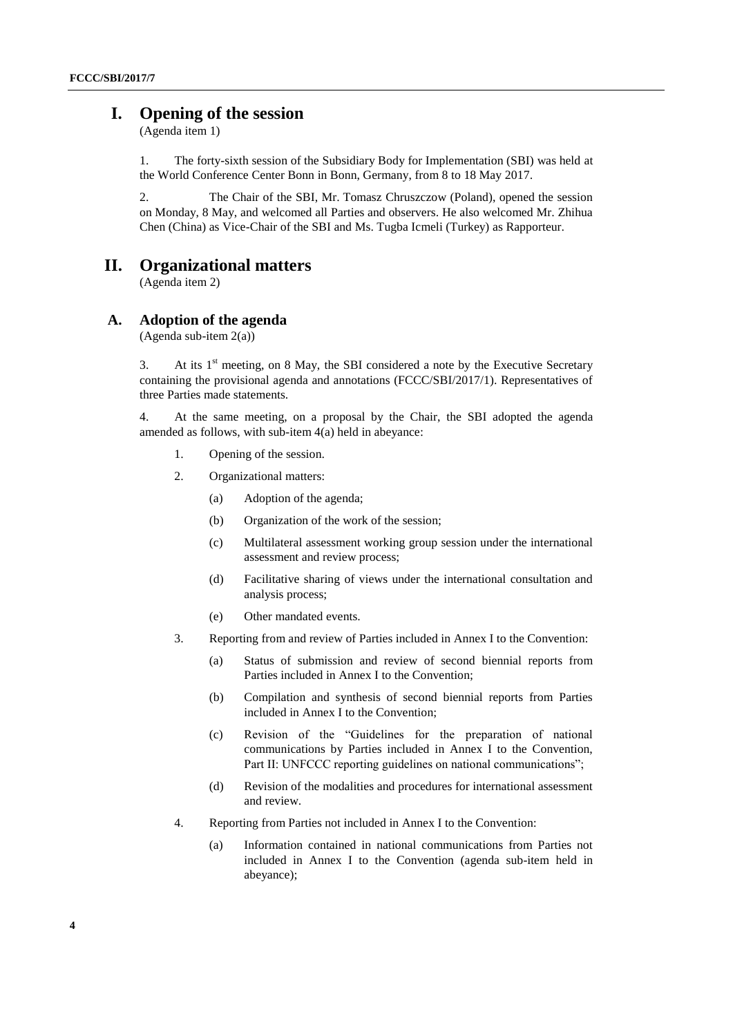# I. Opening of the session

(Agenda item 1)

1. The forty-sixth session of the Subsidiary Body for Implementation (SBI) was held at the World Conference Center Bonn in Bonn, Germany, from 8 to 18 May 2017.

2. The Chair of the SBI, Mr. Tomasz Chruszczow (Poland), opened the session on Monday, 8 May, and welcomed all Parties and observers. He also welcomed Mr. Zhihua Chen (China) as Vice-Chair of the SBI and Ms. Tugba Icmeli (Turkey) as Rapporteur.

# II. Organizational matters

(Agenda item 2)

## A. Adoption of the agenda

(Agenda sub-item 2(a))

3. At its 1st meeting, on 8 May, the SBI considered a note by the Executive Secretary containing the provisional agenda and annotations (FCCC/SBI/2017/1). Representatives of three Parties made statements.

4. At the same meeting, on a proposal by the Chair, the SBI adopted the agenda amended as follows, with sub-item 4(a) held in abeyance:

1. Opening of the session.
2. Organizational matters:
    - (a) Adoption of the agenda;
    - (b) Organization of the work of the session;
    - (c) Multilateral assessment working group session under the international assessment and review process;
    - (d) Facilitative sharing of views under the international consultation and analysis process;
    - (e) Other mandated events.
3. Reporting from and review of Parties included in Annex I to the Convention:
    - (a) Status of submission and review of second biennial reports from Parties included in Annex I to the Convention;
    - (b) Compilation and synthesis of second biennial reports from Parties included in Annex I to the Convention;
    - (c) Revision of the "Guidelines for the preparation of national communications by Parties included in Annex I to the Convention, Part II: UNFCCC reporting guidelines on national communications";
    - (d) Revision of the modalities and procedures for international assessment and review.
4. Reporting from Parties not included in Annex I to the Convention:
    - (a) Information contained in national communications from Parties not included in Annex I to the Convention (agenda sub-item held in abeyance);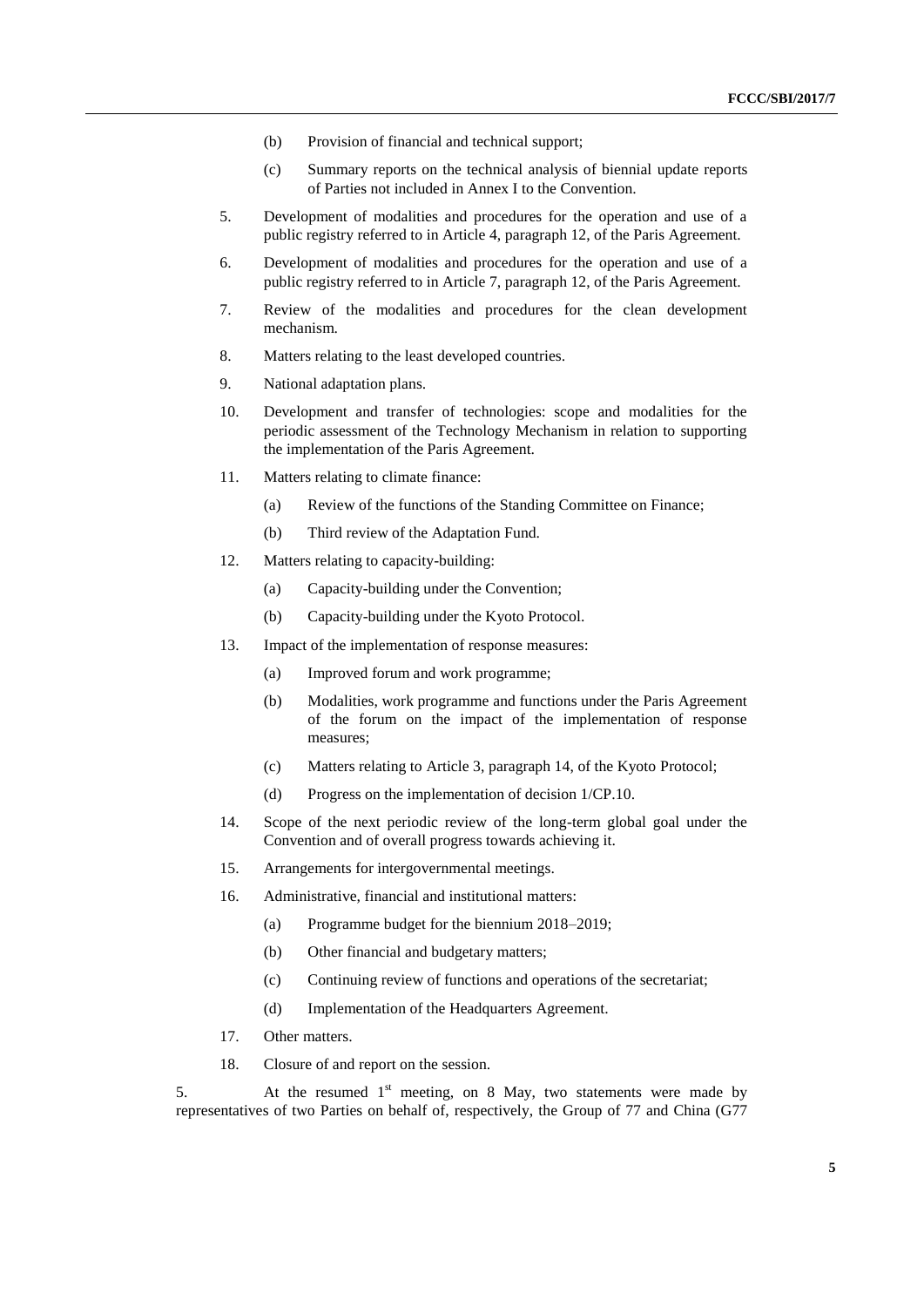(b) Provision of financial and technical support;

(c) Summary reports on the technical analysis of biennial update reports of Parties not included in Annex I to the Convention.

5. Development of modalities and procedures for the operation and use of a public registry referred to in Article 4, paragraph 12, of the Paris Agreement.

6. Development of modalities and procedures for the operation and use of a public registry referred to in Article 7, paragraph 12, of the Paris Agreement.

7. Review of the modalities and procedures for the clean development mechanism.

8. Matters relating to the least developed countries.

9. National adaptation plans.

10. Development and transfer of technologies: scope and modalities for the periodic assessment of the Technology Mechanism in relation to supporting the implementation of the Paris Agreement.

11. Matters relating to climate finance:

    (a) Review of the functions of the Standing Committee on Finance;

    (b) Third review of the Adaptation Fund.

12. Matters relating to capacity-building:

    (a) Capacity-building under the Convention;

    (b) Capacity-building under the Kyoto Protocol.

13. Impact of the implementation of response measures:

    (a) Improved forum and work programme;

    (b) Modalities, work programme and functions under the Paris Agreement of the forum on the impact of the implementation of response measures;

    (c) Matters relating to Article 3, paragraph 14, of the Kyoto Protocol;

    (d) Progress on the implementation of decision 1/CP.10.

14. Scope of the next periodic review of the long-term global goal under the Convention and of overall progress towards achieving it.

15. Arrangements for intergovernmental meetings.

16. Administrative, financial and institutional matters:

    (a) Programme budget for the biennium 2018–2019;

    (b) Other financial and budgetary matters;

    (c) Continuing review of functions and operations of the secretariat;

    (d) Implementation of the Headquarters Agreement.

17. Other matters.

18. Closure of and report on the session.

5. At the resumed 1st meeting, on 8 May, two statements were made by representatives of two Parties on behalf of, respectively, the Group of 77 and China (G77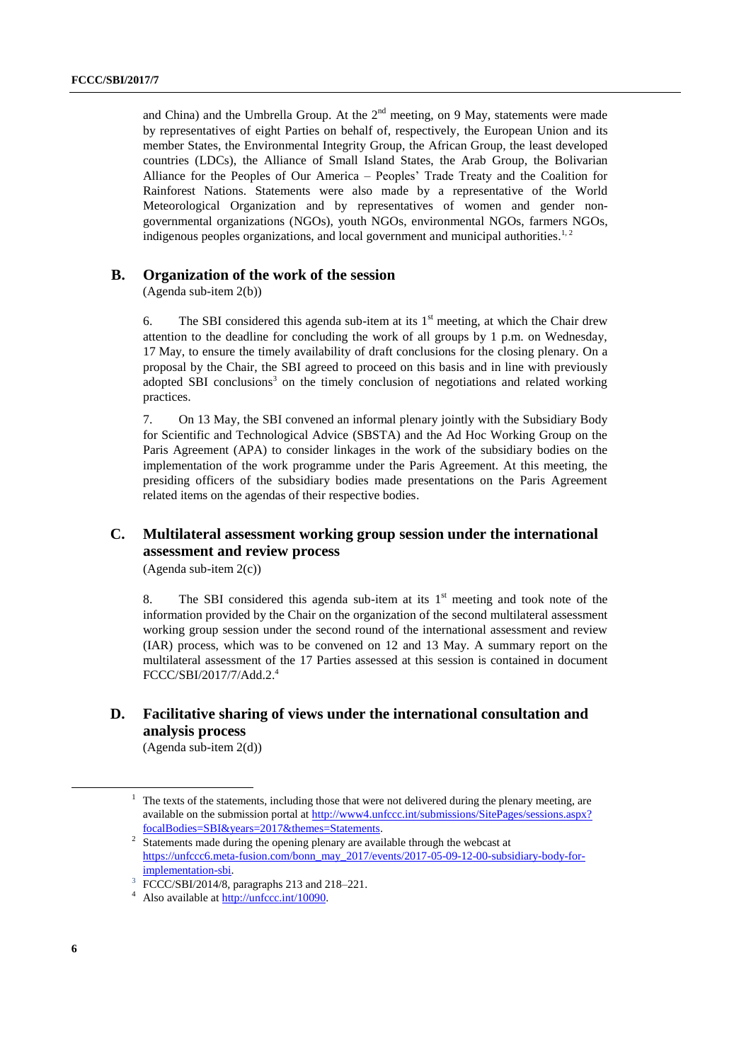and China) and the Umbrella Group. At the 2nd meeting, on 9 May, statements were made by representatives of eight Parties on behalf of, respectively, the European Union and its member States, the Environmental Integrity Group, the African Group, the least developed countries (LDCs), the Alliance of Small Island States, the Arab Group, the Bolivarian Alliance for the Peoples of Our America – Peoples' Trade Treaty and the Coalition for Rainforest Nations. Statements were also made by a representative of the World Meteorological Organization and by representatives of women and gender non-governmental organizations (NGOs), youth NGOs, environmental NGOs, farmers NGOs, indigenous peoples organizations, and local government and municipal authorities.[1, 2]

## B. Organization of the work of the session

(Agenda sub-item 2(b))

6. The SBI considered this agenda sub-item at its 1st meeting, at which the Chair drew attention to the deadline for concluding the work of all groups by 1 p.m. on Wednesday, 17 May, to ensure the timely availability of draft conclusions for the closing plenary. On a proposal by the Chair, the SBI agreed to proceed on this basis and in line with previously adopted SBI conclusions[3] on the timely conclusion of negotiations and related working practices.

7. On 13 May, the SBI convened an informal plenary jointly with the Subsidiary Body for Scientific and Technological Advice (SBSTA) and the Ad Hoc Working Group on the Paris Agreement (APA) to consider linkages in the work of the subsidiary bodies on the implementation of the work programme under the Paris Agreement. At this meeting, the presiding officers of the subsidiary bodies made presentations on the Paris Agreement related items on the agendas of their respective bodies.

## C. Multilateral assessment working group session under the international assessment and review process

(Agenda sub-item 2(c))

8. The SBI considered this agenda sub-item at its 1st meeting and took note of the information provided by the Chair on the organization of the second multilateral assessment working group session under the second round of the international assessment and review (IAR) process, which was to be convened on 12 and 13 May. A summary report on the multilateral assessment of the 17 Parties assessed at this session is contained in document FCCC/SBI/2017/7/Add.2.[4]

## D. Facilitative sharing of views under the international consultation and analysis process

(Agenda sub-item 2(d))

---

[1] The texts of the statements, including those that were not delivered during the plenary meeting, are available on the submission portal at http://www4.unfccc.int/submissions/SitePages/sessions.aspx?focalBodies=SBI&years=2017&themes=Statements.

[2] Statements made during the opening plenary are available through the webcast at https://unfccc6.meta-fusion.com/bonn_may_2017/events/2017-05-09-12-00-subsidiary-body-for-implementation-sbi.

[3] FCCC/SBI/2014/8, paragraphs 213 and 218–221.

[4] Also available at http://unfccc.int/10090.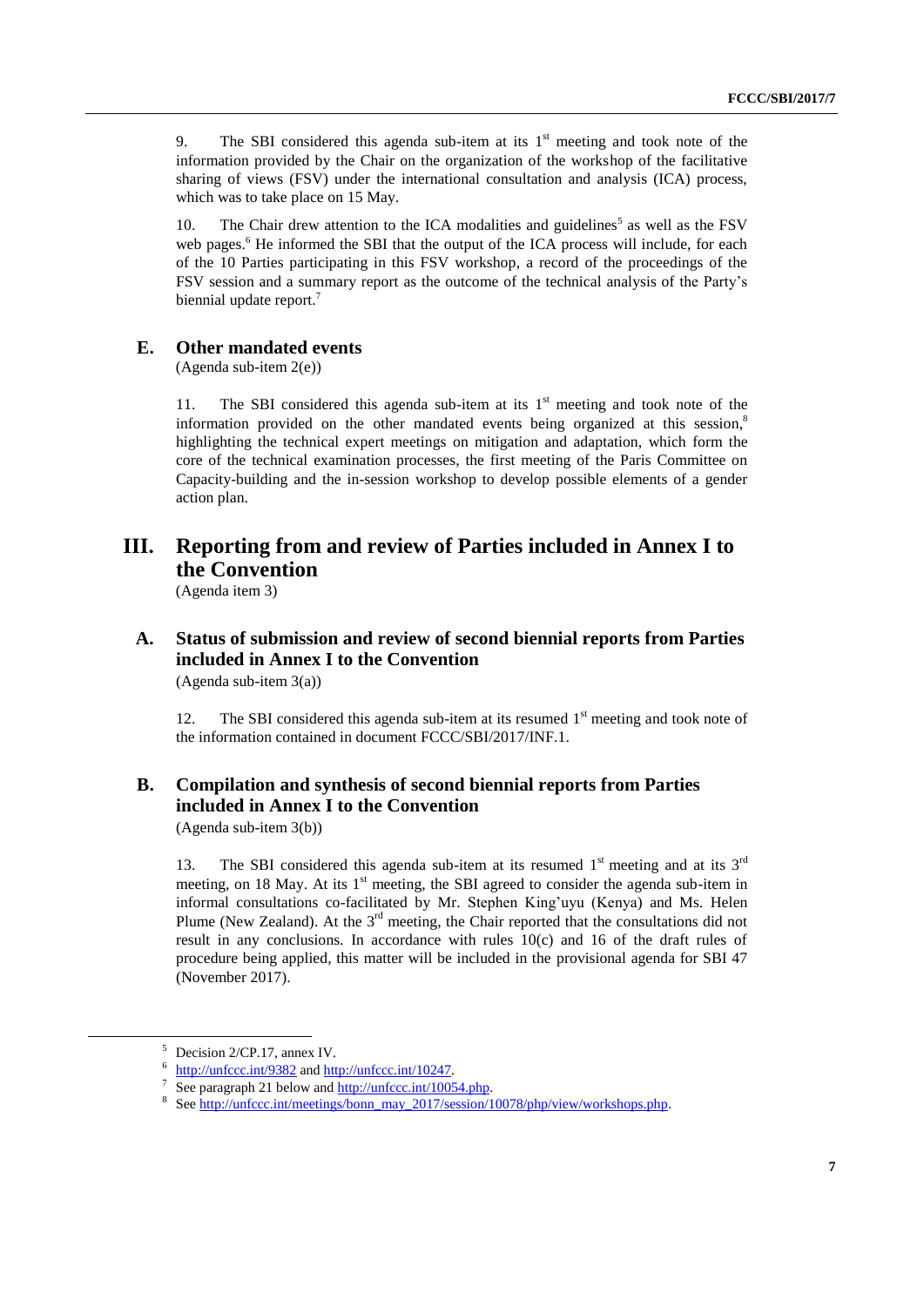9. The SBI considered this agenda sub-item at its 1st meeting and took note of the information provided by the Chair on the organization of the workshop of the facilitative sharing of views (FSV) under the international consultation and analysis (ICA) process, which was to take place on 15 May.

10. The Chair drew attention to the ICA modalities and guidelines[5] as well as the FSV web pages.[6] He informed the SBI that the output of the ICA process will include, for each of the 10 Parties participating in this FSV workshop, a record of the proceedings of the FSV session and a summary report as the outcome of the technical analysis of the Party's biennial update report.[7]

### E. Other mandated events

(Agenda sub-item 2(e))

11. The SBI considered this agenda sub-item at its 1st meeting and took note of the information provided on the other mandated events being organized at this session,[8] highlighting the technical expert meetings on mitigation and adaptation, which form the core of the technical examination processes, the first meeting of the Paris Committee on Capacity-building and the in-session workshop to develop possible elements of a gender action plan.

## III. Reporting from and review of Parties included in Annex I to the Convention

(Agenda item 3)

### A. Status of submission and review of second biennial reports from Parties included in Annex I to the Convention

(Agenda sub-item 3(a))

12. The SBI considered this agenda sub-item at its resumed 1st meeting and took note of the information contained in document FCCC/SBI/2017/INF.1.

### B. Compilation and synthesis of second biennial reports from Parties included in Annex I to the Convention

(Agenda sub-item 3(b))

13. The SBI considered this agenda sub-item at its resumed 1st meeting and at its 3rd meeting, on 18 May. At its 1st meeting, the SBI agreed to consider the agenda sub-item in informal consultations co-facilitated by Mr. Stephen King'uyu (Kenya) and Ms. Helen Plume (New Zealand). At the 3rd meeting, the Chair reported that the consultations did not result in any conclusions. In accordance with rules 10(c) and 16 of the draft rules of procedure being applied, this matter will be included in the provisional agenda for SBI 47 (November 2017).

---

[5] Decision 2/CP.17, annex IV.

[6] http://unfccc.int/9382 and http://unfccc.int/10247.

[7] See paragraph 21 below and http://unfccc.int/10054.php.

[8] See http://unfccc.int/meetings/bonn_may_2017/session/10078/php/view/workshops.php.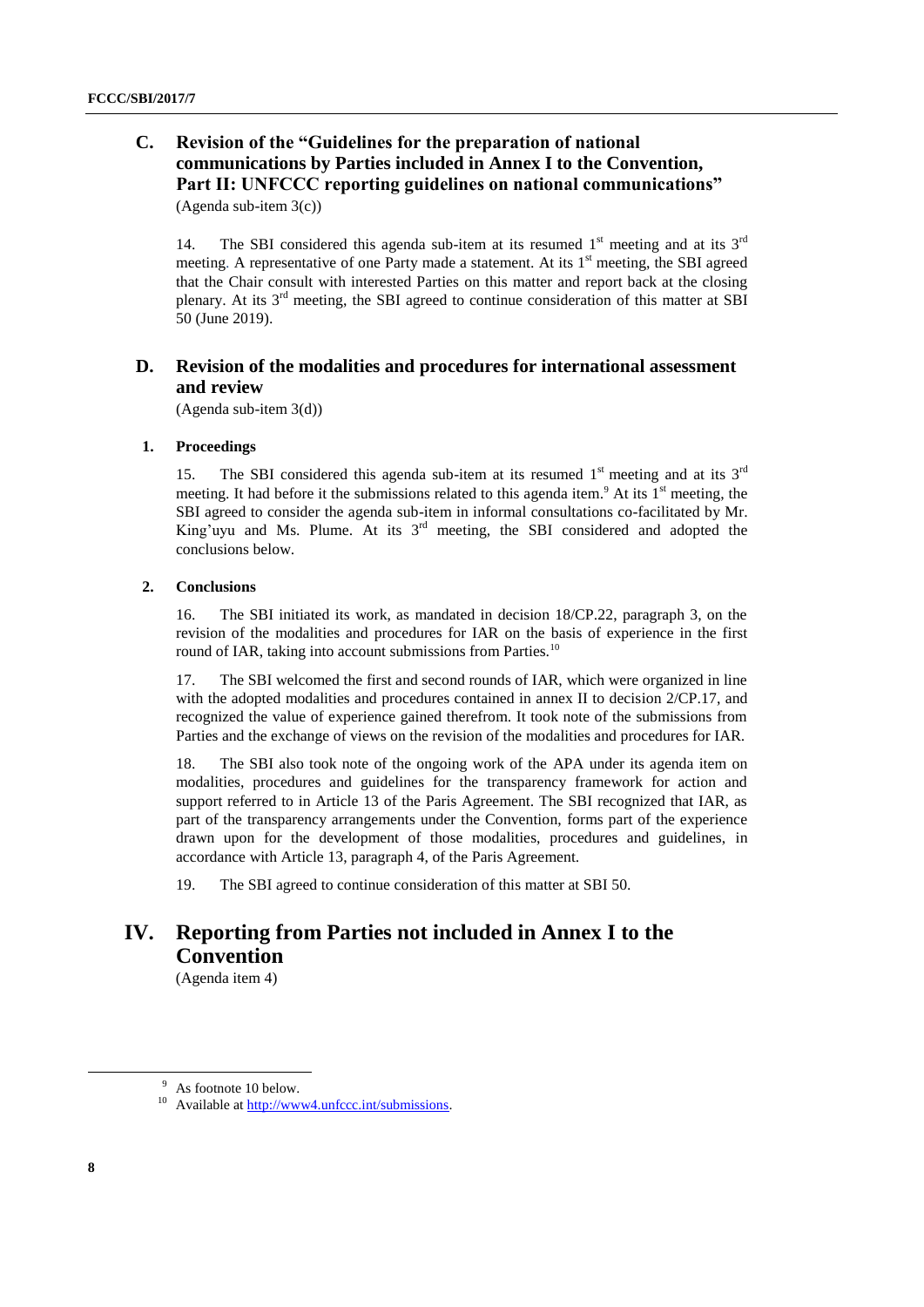## C. Revision of the "Guidelines for the preparation of national communications by Parties included in Annex I to the Convention, Part II: UNFCCC reporting guidelines on national communications"

(Agenda sub-item 3(c))

14. The SBI considered this agenda sub-item at its resumed 1st meeting and at its 3rd meeting. A representative of one Party made a statement. At its 1st meeting, the SBI agreed that the Chair consult with interested Parties on this matter and report back at the closing plenary. At its 3rd meeting, the SBI agreed to continue consideration of this matter at SBI 50 (June 2019).

## D. Revision of the modalities and procedures for international assessment and review

(Agenda sub-item 3(d))

### 1. Proceedings

15. The SBI considered this agenda sub-item at its resumed 1st meeting and at its 3rd meeting. It had before it the submissions related to this agenda item.[9] At its 1st meeting, the SBI agreed to consider the agenda sub-item in informal consultations co-facilitated by Mr. King'uyu and Ms. Plume. At its 3rd meeting, the SBI considered and adopted the conclusions below.

### 2. Conclusions

16. The SBI initiated its work, as mandated in decision 18/CP.22, paragraph 3, on the revision of the modalities and procedures for IAR on the basis of experience in the first round of IAR, taking into account submissions from Parties.[10]

17. The SBI welcomed the first and second rounds of IAR, which were organized in line with the adopted modalities and procedures contained in annex II to decision 2/CP.17, and recognized the value of experience gained therefrom. It took note of the submissions from Parties and the exchange of views on the revision of the modalities and procedures for IAR.

18. The SBI also took note of the ongoing work of the APA under its agenda item on modalities, procedures and guidelines for the transparency framework for action and support referred to in Article 13 of the Paris Agreement. The SBI recognized that IAR, as part of the transparency arrangements under the Convention, forms part of the experience drawn upon for the development of those modalities, procedures and guidelines, in accordance with Article 13, paragraph 4, of the Paris Agreement.

19. The SBI agreed to continue consideration of this matter at SBI 50.

# IV. Reporting from Parties not included in Annex I to the Convention

(Agenda item 4)

---

[9] As footnote 10 below.

[10] Available at http://www4.unfccc.int/submissions.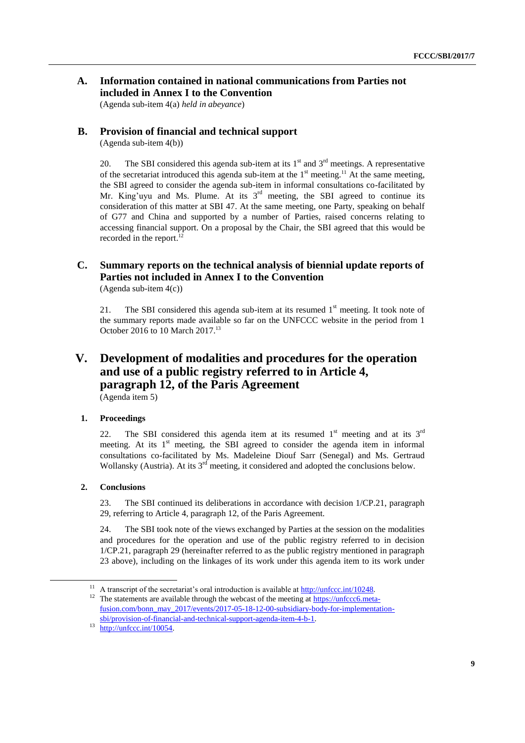### A. Information contained in national communications from Parties not included in Annex I to the Convention

(Agenda sub-item 4(a) *held in abeyance*)

### B. Provision of financial and technical support

(Agenda sub-item 4(b))

20. The SBI considered this agenda sub-item at its 1st and 3rd meetings. A representative of the secretariat introduced this agenda sub-item at the 1st meeting.[11] At the same meeting, the SBI agreed to consider the agenda sub-item in informal consultations co-facilitated by Mr. King'uyu and Ms. Plume. At its 3rd meeting, the SBI agreed to continue its consideration of this matter at SBI 47. At the same meeting, one Party, speaking on behalf of G77 and China and supported by a number of Parties, raised concerns relating to accessing financial support. On a proposal by the Chair, the SBI agreed that this would be recorded in the report.[12]

### C. Summary reports on the technical analysis of biennial update reports of Parties not included in Annex I to the Convention

(Agenda sub-item 4(c))

21. The SBI considered this agenda sub-item at its resumed 1st meeting. It took note of the summary reports made available so far on the UNFCCC website in the period from 1 October 2016 to 10 March 2017.[13]

## V. Development of modalities and procedures for the operation and use of a public registry referred to in Article 4, paragraph 12, of the Paris Agreement

(Agenda item 5)

#### 1. Proceedings

22. The SBI considered this agenda item at its resumed 1st meeting and at its 3rd meeting. At its 1st meeting, the SBI agreed to consider the agenda item in informal consultations co-facilitated by Ms. Madeleine Diouf Sarr (Senegal) and Ms. Gertraud Wollansky (Austria). At its 3rd meeting, it considered and adopted the conclusions below.

#### 2. Conclusions

23. The SBI continued its deliberations in accordance with decision 1/CP.21, paragraph 29, referring to Article 4, paragraph 12, of the Paris Agreement.

24. The SBI took note of the views exchanged by Parties at the session on the modalities and procedures for the operation and use of the public registry referred to in decision 1/CP.21, paragraph 29 (hereinafter referred to as the public registry mentioned in paragraph 23 above), including on the linkages of its work under this agenda item to its work under

---

[11] A transcript of the secretariat's oral introduction is available at http://unfccc.int/10248.

[12] The statements are available through the webcast of the meeting at https://unfccc6.meta-fusion.com/bonn_may_2017/events/2017-05-18-12-00-subsidiary-body-for-implementation-sbi/provision-of-financial-and-technical-support-agenda-item-4-b-1.

[13] http://unfccc.int/10054.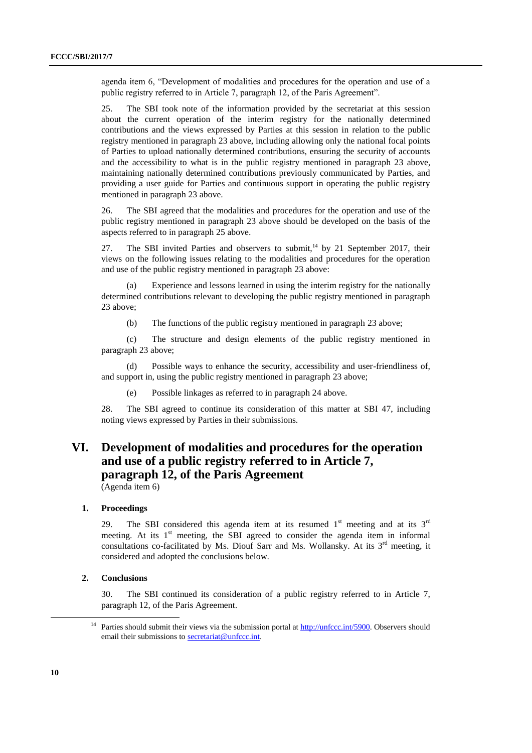agenda item 6, "Development of modalities and procedures for the operation and use of a public registry referred to in Article 7, paragraph 12, of the Paris Agreement".

25. The SBI took note of the information provided by the secretariat at this session about the current operation of the interim registry for the nationally determined contributions and the views expressed by Parties at this session in relation to the public registry mentioned in paragraph 23 above, including allowing only the national focal points of Parties to upload nationally determined contributions, ensuring the security of accounts and the accessibility to what is in the public registry mentioned in paragraph 23 above, maintaining nationally determined contributions previously communicated by Parties, and providing a user guide for Parties and continuous support in operating the public registry mentioned in paragraph 23 above.

26. The SBI agreed that the modalities and procedures for the operation and use of the public registry mentioned in paragraph 23 above should be developed on the basis of the aspects referred to in paragraph 25 above.

27. The SBI invited Parties and observers to submit,[14] by 21 September 2017, their views on the following issues relating to the modalities and procedures for the operation and use of the public registry mentioned in paragraph 23 above:

(a) Experience and lessons learned in using the interim registry for the nationally determined contributions relevant to developing the public registry mentioned in paragraph 23 above;

(b) The functions of the public registry mentioned in paragraph 23 above;

(c) The structure and design elements of the public registry mentioned in paragraph 23 above;

(d) Possible ways to enhance the security, accessibility and user-friendliness of, and support in, using the public registry mentioned in paragraph 23 above;

(e) Possible linkages as referred to in paragraph 24 above.

28. The SBI agreed to continue its consideration of this matter at SBI 47, including noting views expressed by Parties in their submissions.

# VI. Development of modalities and procedures for the operation and use of a public registry referred to in Article 7, paragraph 12, of the Paris Agreement

(Agenda item 6)

### 1. Proceedings

29. The SBI considered this agenda item at its resumed 1st meeting and at its 3rd meeting. At its 1st meeting, the SBI agreed to consider the agenda item in informal consultations co-facilitated by Ms. Diouf Sarr and Ms. Wollansky. At its 3rd meeting, it considered and adopted the conclusions below.

### 2. Conclusions

30. The SBI continued its consideration of a public registry referred to in Article 7, paragraph 12, of the Paris Agreement.

---

[14] Parties should submit their views via the submission portal at http://unfccc.int/5900. Observers should email their submissions to secretariat@unfccc.int.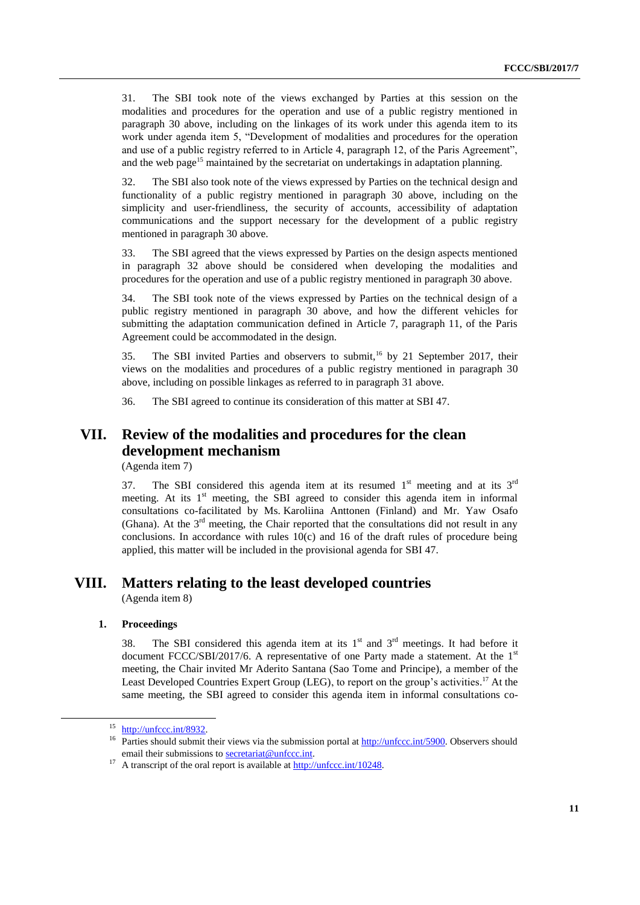31. The SBI took note of the views exchanged by Parties at this session on the modalities and procedures for the operation and use of a public registry mentioned in paragraph 30 above, including on the linkages of its work under this agenda item to its work under agenda item 5, "Development of modalities and procedures for the operation and use of a public registry referred to in Article 4, paragraph 12, of the Paris Agreement", and the web page[15] maintained by the secretariat on undertakings in adaptation planning.

32. The SBI also took note of the views expressed by Parties on the technical design and functionality of a public registry mentioned in paragraph 30 above, including on the simplicity and user-friendliness, the security of accounts, accessibility of adaptation communications and the support necessary for the development of a public registry mentioned in paragraph 30 above.

33. The SBI agreed that the views expressed by Parties on the design aspects mentioned in paragraph 32 above should be considered when developing the modalities and procedures for the operation and use of a public registry mentioned in paragraph 30 above.

34. The SBI took note of the views expressed by Parties on the technical design of a public registry mentioned in paragraph 30 above, and how the different vehicles for submitting the adaptation communication defined in Article 7, paragraph 11, of the Paris Agreement could be accommodated in the design.

35. The SBI invited Parties and observers to submit,[16] by 21 September 2017, their views on the modalities and procedures of a public registry mentioned in paragraph 30 above, including on possible linkages as referred to in paragraph 31 above.

36. The SBI agreed to continue its consideration of this matter at SBI 47.

# VII. Review of the modalities and procedures for the clean development mechanism

(Agenda item 7)

37. The SBI considered this agenda item at its resumed 1st meeting and at its 3rd meeting. At its 1st meeting, the SBI agreed to consider this agenda item in informal consultations co-facilitated by Ms. Karoliina Anttonen (Finland) and Mr. Yaw Osafo (Ghana). At the 3rd meeting, the Chair reported that the consultations did not result in any conclusions. In accordance with rules 10(c) and 16 of the draft rules of procedure being applied, this matter will be included in the provisional agenda for SBI 47.

# VIII. Matters relating to the least developed countries

(Agenda item 8)

## 1. Proceedings

38. The SBI considered this agenda item at its 1st and 3rd meetings. It had before it document FCCC/SBI/2017/6. A representative of one Party made a statement. At the 1st meeting, the Chair invited Mr Aderito Santana (Sao Tome and Principe), a member of the Least Developed Countries Expert Group (LEG), to report on the group's activities.[17] At the same meeting, the SBI agreed to consider this agenda item in informal consultations co-

[15] http://unfccc.int/8932.

[16] Parties should submit their views via the submission portal at http://unfccc.int/5900. Observers should email their submissions to secretariat@unfccc.int.

[17] A transcript of the oral report is available at http://unfccc.int/10248.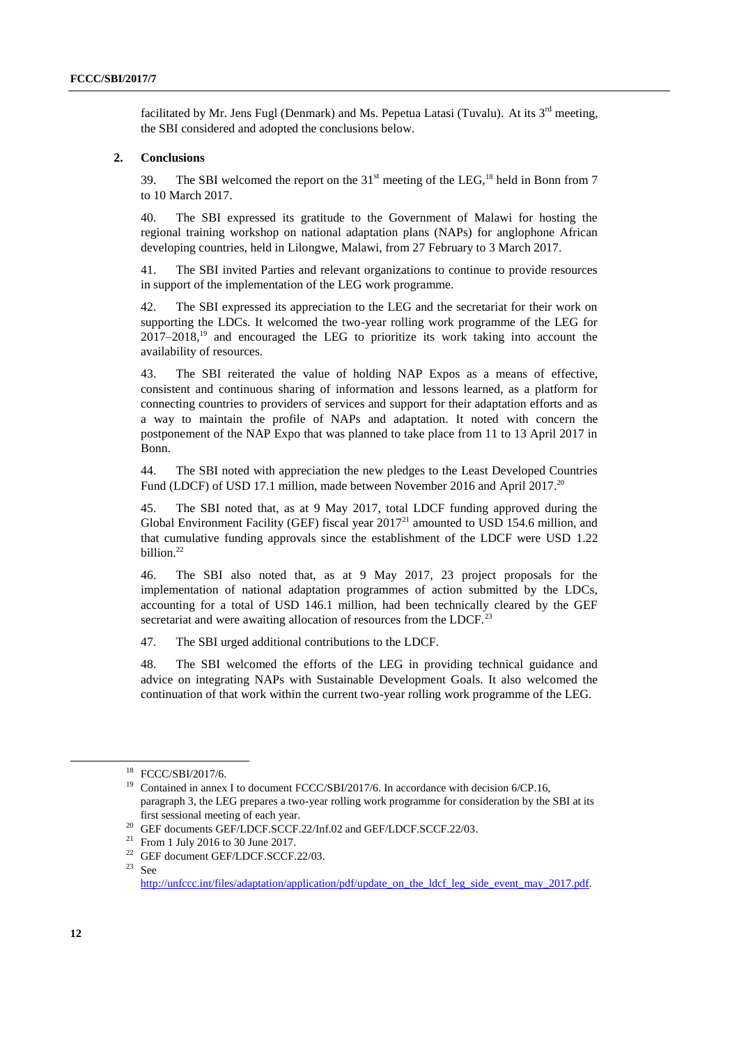facilitated by Mr. Jens Fugl (Denmark) and Ms. Pepetua Latasi (Tuvalu). At its 3rd meeting, the SBI considered and adopted the conclusions below.

## 2. Conclusions

39. The SBI welcomed the report on the 31st meeting of the LEG,[18] held in Bonn from 7 to 10 March 2017.

40. The SBI expressed its gratitude to the Government of Malawi for hosting the regional training workshop on national adaptation plans (NAPs) for anglophone African developing countries, held in Lilongwe, Malawi, from 27 February to 3 March 2017.

41. The SBI invited Parties and relevant organizations to continue to provide resources in support of the implementation of the LEG work programme.

42. The SBI expressed its appreciation to the LEG and the secretariat for their work on supporting the LDCs. It welcomed the two-year rolling work programme of the LEG for 2017–2018,[19] and encouraged the LEG to prioritize its work taking into account the availability of resources.

43. The SBI reiterated the value of holding NAP Expos as a means of effective, consistent and continuous sharing of information and lessons learned, as a platform for connecting countries to providers of services and support for their adaptation efforts and as a way to maintain the profile of NAPs and adaptation. It noted with concern the postponement of the NAP Expo that was planned to take place from 11 to 13 April 2017 in Bonn.

44. The SBI noted with appreciation the new pledges to the Least Developed Countries Fund (LDCF) of USD 17.1 million, made between November 2016 and April 2017.[20]

45. The SBI noted that, as at 9 May 2017, total LDCF funding approved during the Global Environment Facility (GEF) fiscal year 2017[21] amounted to USD 154.6 million, and that cumulative funding approvals since the establishment of the LDCF were USD 1.22 billion.[22]

46. The SBI also noted that, as at 9 May 2017, 23 project proposals for the implementation of national adaptation programmes of action submitted by the LDCs, accounting for a total of USD 146.1 million, had been technically cleared by the GEF secretariat and were awaiting allocation of resources from the LDCF.[23]

47. The SBI urged additional contributions to the LDCF.

48. The SBI welcomed the efforts of the LEG in providing technical guidance and advice on integrating NAPs with Sustainable Development Goals. It also welcomed the continuation of that work within the current two-year rolling work programme of the LEG.

---

[18] FCCC/SBI/2017/6.

[19] Contained in annex I to document FCCC/SBI/2017/6. In accordance with decision 6/CP.16, paragraph 3, the LEG prepares a two-year rolling work programme for consideration by the SBI at its first sessional meeting of each year.

[20] GEF documents GEF/LDCF.SCCF.22/Inf.02 and GEF/LDCF.SCCF.22/03.

[21] From 1 July 2016 to 30 June 2017.

[22] GEF document GEF/LDCF.SCCF.22/03.

[23] See http://unfccc.int/files/adaptation/application/pdf/update_on_the_ldcf_leg_side_event_may_2017.pdf.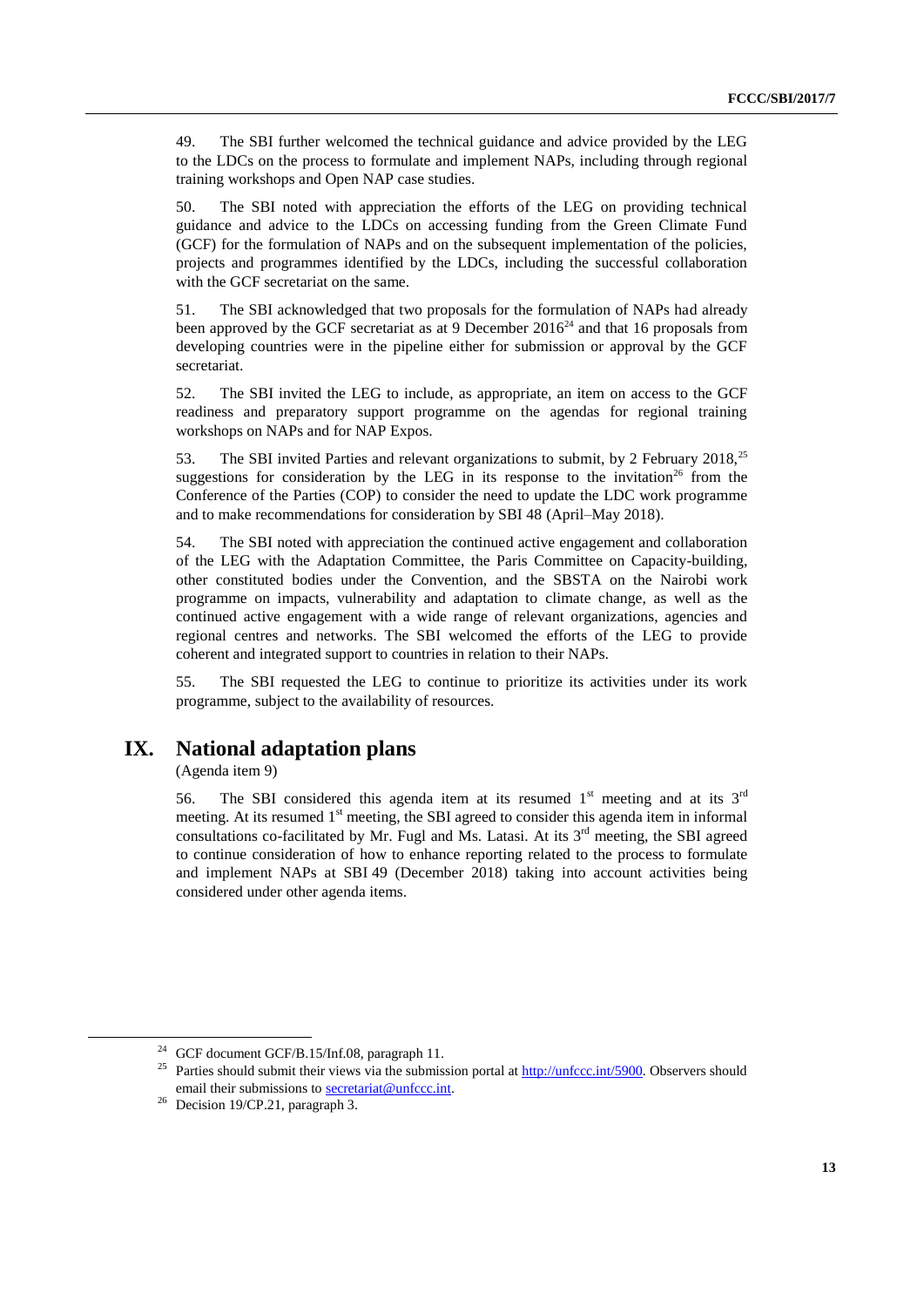49. The SBI further welcomed the technical guidance and advice provided by the LEG to the LDCs on the process to formulate and implement NAPs, including through regional training workshops and Open NAP case studies.

50. The SBI noted with appreciation the efforts of the LEG on providing technical guidance and advice to the LDCs on accessing funding from the Green Climate Fund (GCF) for the formulation of NAPs and on the subsequent implementation of the policies, projects and programmes identified by the LDCs, including the successful collaboration with the GCF secretariat on the same.

51. The SBI acknowledged that two proposals for the formulation of NAPs had already been approved by the GCF secretariat as at 9 December 2016[24] and that 16 proposals from developing countries were in the pipeline either for submission or approval by the GCF secretariat.

52. The SBI invited the LEG to include, as appropriate, an item on access to the GCF readiness and preparatory support programme on the agendas for regional training workshops on NAPs and for NAP Expos.

53. The SBI invited Parties and relevant organizations to submit, by 2 February 2018,[25] suggestions for consideration by the LEG in its response to the invitation[26] from the Conference of the Parties (COP) to consider the need to update the LDC work programme and to make recommendations for consideration by SBI 48 (April–May 2018).

54. The SBI noted with appreciation the continued active engagement and collaboration of the LEG with the Adaptation Committee, the Paris Committee on Capacity-building, other constituted bodies under the Convention, and the SBSTA on the Nairobi work programme on impacts, vulnerability and adaptation to climate change, as well as the continued active engagement with a wide range of relevant organizations, agencies and regional centres and networks. The SBI welcomed the efforts of the LEG to provide coherent and integrated support to countries in relation to their NAPs.

55. The SBI requested the LEG to continue to prioritize its activities under its work programme, subject to the availability of resources.

## IX. National adaptation plans

(Agenda item 9)

56. The SBI considered this agenda item at its resumed 1st meeting and at its 3rd meeting. At its resumed 1st meeting, the SBI agreed to consider this agenda item in informal consultations co-facilitated by Mr. Fugl and Ms. Latasi. At its 3rd meeting, the SBI agreed to continue consideration of how to enhance reporting related to the process to formulate and implement NAPs at SBI 49 (December 2018) taking into account activities being considered under other agenda items.

---

[24] GCF document GCF/B.15/Inf.08, paragraph 11.

[25] Parties should submit their views via the submission portal at http://unfccc.int/5900. Observers should email their submissions to secretariat@unfccc.int.

[26] Decision 19/CP.21, paragraph 3.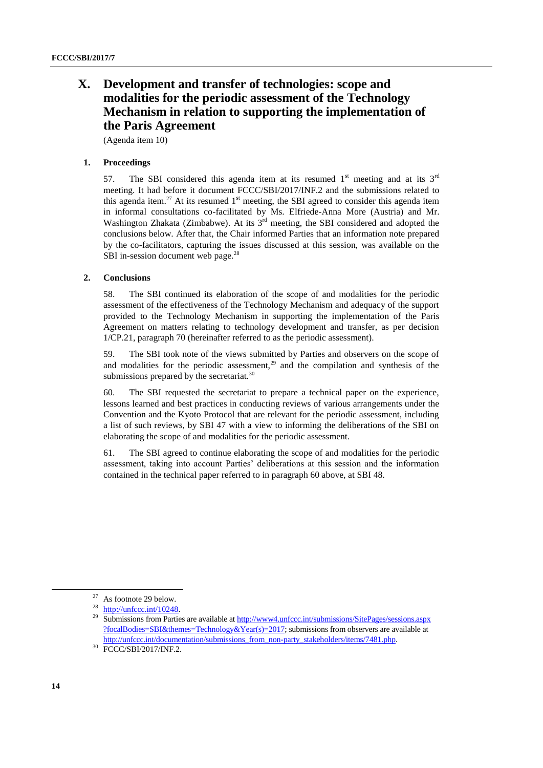# X. Development and transfer of technologies: scope and modalities for the periodic assessment of the Technology Mechanism in relation to supporting the implementation of the Paris Agreement

(Agenda item 10)

## 1. Proceedings

57. The SBI considered this agenda item at its resumed 1st meeting and at its 3rd meeting. It had before it document FCCC/SBI/2017/INF.2 and the submissions related to this agenda item.[27] At its resumed 1st meeting, the SBI agreed to consider this agenda item in informal consultations co-facilitated by Ms. Elfriede-Anna More (Austria) and Mr. Washington Zhakata (Zimbabwe). At its 3rd meeting, the SBI considered and adopted the conclusions below. After that, the Chair informed Parties that an information note prepared by the co-facilitators, capturing the issues discussed at this session, was available on the SBI in-session document web page.[28]

## 2. Conclusions

58. The SBI continued its elaboration of the scope of and modalities for the periodic assessment of the effectiveness of the Technology Mechanism and adequacy of the support provided to the Technology Mechanism in supporting the implementation of the Paris Agreement on matters relating to technology development and transfer, as per decision 1/CP.21, paragraph 70 (hereinafter referred to as the periodic assessment).

59. The SBI took note of the views submitted by Parties and observers on the scope of and modalities for the periodic assessment,[29] and the compilation and synthesis of the submissions prepared by the secretariat.[30]

60. The SBI requested the secretariat to prepare a technical paper on the experience, lessons learned and best practices in conducting reviews of various arrangements under the Convention and the Kyoto Protocol that are relevant for the periodic assessment, including a list of such reviews, by SBI 47 with a view to informing the deliberations of the SBI on elaborating the scope of and modalities for the periodic assessment.

61. The SBI agreed to continue elaborating the scope of and modalities for the periodic assessment, taking into account Parties' deliberations at this session and the information contained in the technical paper referred to in paragraph 60 above, at SBI 48.

---

[27] As footnote 29 below.

[28] http://unfccc.int/10248.

[29] Submissions from Parties are available at http://www4.unfccc.int/submissions/SitePages/sessions.aspx?focalBodies=SBI&themes=Technology&Year(s)=2017; submissions from observers are available at http://unfccc.int/documentation/submissions_from_non-party_stakeholders/items/7481.php.

[30] FCCC/SBI/2017/INF.2.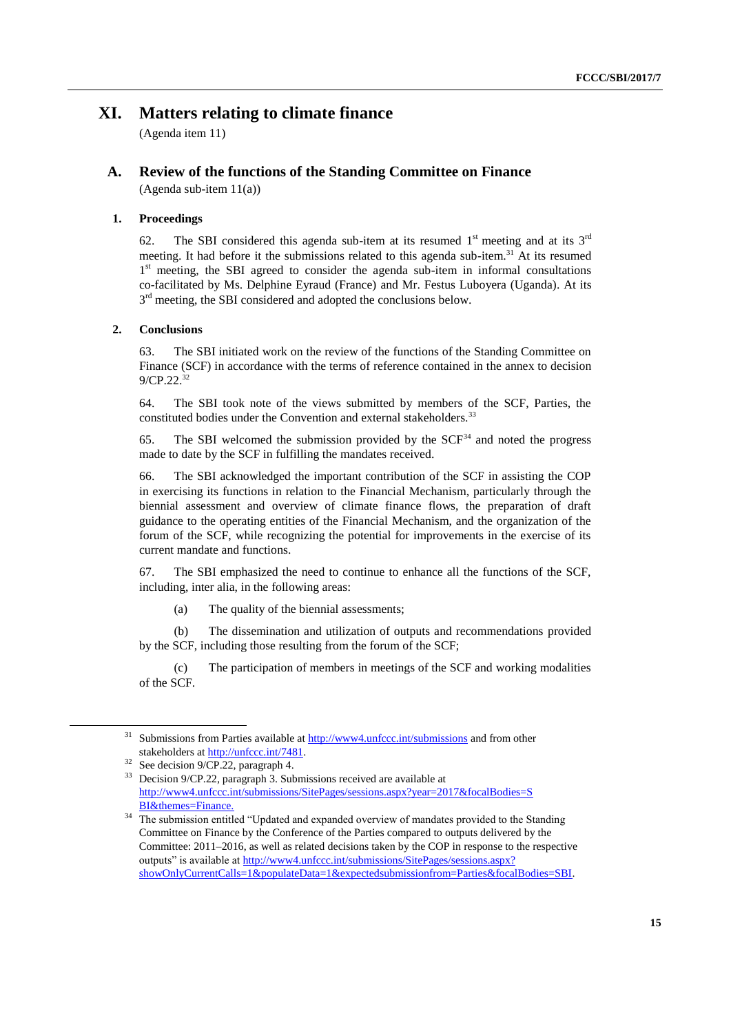# XI. Matters relating to climate finance

(Agenda item 11)

## A. Review of the functions of the Standing Committee on Finance

(Agenda sub-item 11(a))

### 1. Proceedings

62. The SBI considered this agenda sub-item at its resumed 1st meeting and at its 3rd meeting. It had before it the submissions related to this agenda sub-item.[31] At its resumed 1st meeting, the SBI agreed to consider the agenda sub-item in informal consultations co-facilitated by Ms. Delphine Eyraud (France) and Mr. Festus Luboyera (Uganda). At its 3rd meeting, the SBI considered and adopted the conclusions below.

### 2. Conclusions

63. The SBI initiated work on the review of the functions of the Standing Committee on Finance (SCF) in accordance with the terms of reference contained in the annex to decision 9/CP.22.[32]

64. The SBI took note of the views submitted by members of the SCF, Parties, the constituted bodies under the Convention and external stakeholders.[33]

65. The SBI welcomed the submission provided by the SCF[34] and noted the progress made to date by the SCF in fulfilling the mandates received.

66. The SBI acknowledged the important contribution of the SCF in assisting the COP in exercising its functions in relation to the Financial Mechanism, particularly through the biennial assessment and overview of climate finance flows, the preparation of draft guidance to the operating entities of the Financial Mechanism, and the organization of the forum of the SCF, while recognizing the potential for improvements in the exercise of its current mandate and functions.

67. The SBI emphasized the need to continue to enhance all the functions of the SCF, including, inter alia, in the following areas:

(a) The quality of the biennial assessments;

(b) The dissemination and utilization of outputs and recommendations provided by the SCF, including those resulting from the forum of the SCF;

(c) The participation of members in meetings of the SCF and working modalities of the SCF.

---

[31] Submissions from Parties available at http://www4.unfccc.int/submissions and from other stakeholders at http://unfccc.int/7481.

[32] See decision 9/CP.22, paragraph 4.

[33] Decision 9/CP.22, paragraph 3. Submissions received are available at http://www4.unfccc.int/submissions/SitePages/sessions.aspx?year=2017&focalBodies=SBI&themes=Finance.

[34] The submission entitled "Updated and expanded overview of mandates provided to the Standing Committee on Finance by the Conference of the Parties compared to outputs delivered by the Committee: 2011–2016, as well as related decisions taken by the COP in response to the respective outputs" is available at http://www4.unfccc.int/submissions/SitePages/sessions.aspx?showOnlyCurrentCalls=1&populateData=1&expectedsubmissionfrom=Parties&focalBodies=SBI.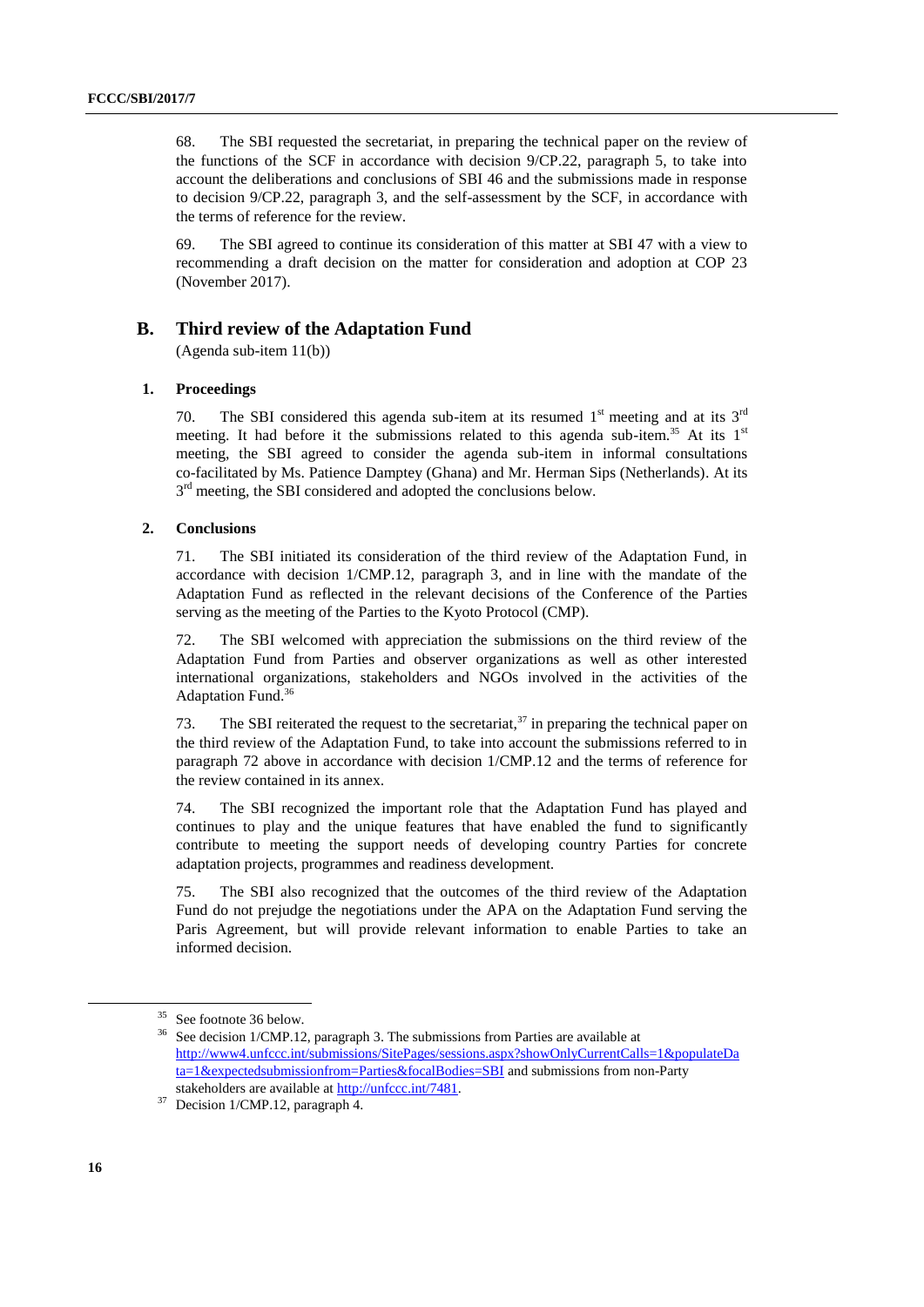68. The SBI requested the secretariat, in preparing the technical paper on the review of the functions of the SCF in accordance with decision 9/CP.22, paragraph 5, to take into account the deliberations and conclusions of SBI 46 and the submissions made in response to decision 9/CP.22, paragraph 3, and the self-assessment by the SCF, in accordance with the terms of reference for the review.

69. The SBI agreed to continue its consideration of this matter at SBI 47 with a view to recommending a draft decision on the matter for consideration and adoption at COP 23 (November 2017).

## B. Third review of the Adaptation Fund

(Agenda sub-item 11(b))

### 1. Proceedings

70. The SBI considered this agenda sub-item at its resumed 1st meeting and at its 3rd meeting. It had before it the submissions related to this agenda sub-item.[35] At its 1st meeting, the SBI agreed to consider the agenda sub-item in informal consultations co-facilitated by Ms. Patience Damptey (Ghana) and Mr. Herman Sips (Netherlands). At its 3rd meeting, the SBI considered and adopted the conclusions below.

### 2. Conclusions

71. The SBI initiated its consideration of the third review of the Adaptation Fund, in accordance with decision 1/CMP.12, paragraph 3, and in line with the mandate of the Adaptation Fund as reflected in the relevant decisions of the Conference of the Parties serving as the meeting of the Parties to the Kyoto Protocol (CMP).

72. The SBI welcomed with appreciation the submissions on the third review of the Adaptation Fund from Parties and observer organizations as well as other interested international organizations, stakeholders and NGOs involved in the activities of the Adaptation Fund.[36]

73. The SBI reiterated the request to the secretariat,[37] in preparing the technical paper on the third review of the Adaptation Fund, to take into account the submissions referred to in paragraph 72 above in accordance with decision 1/CMP.12 and the terms of reference for the review contained in its annex.

74. The SBI recognized the important role that the Adaptation Fund has played and continues to play and the unique features that have enabled the fund to significantly contribute to meeting the support needs of developing country Parties for concrete adaptation projects, programmes and readiness development.

75. The SBI also recognized that the outcomes of the third review of the Adaptation Fund do not prejudge the negotiations under the APA on the Adaptation Fund serving the Paris Agreement, but will provide relevant information to enable Parties to take an informed decision.

---

[35] See footnote 36 below.

[36] See decision 1/CMP.12, paragraph 3. The submissions from Parties are available at http://www4.unfccc.int/submissions/SitePages/sessions.aspx?showOnlyCurrentCalls=1&populateData=1&expectedsubmissionfrom=Parties&focalBodies=SBI and submissions from non-Party stakeholders are available at http://unfccc.int/7481.

[37] Decision 1/CMP.12, paragraph 4.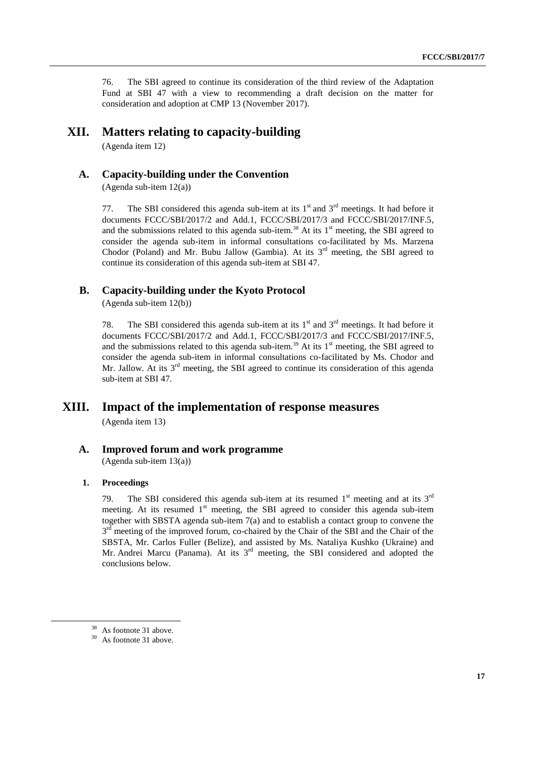76. The SBI agreed to continue its consideration of the third review of the Adaptation Fund at SBI 47 with a view to recommending a draft decision on the matter for consideration and adoption at CMP 13 (November 2017).

# XII. Matters relating to capacity-building

(Agenda item 12)

## A. Capacity-building under the Convention

(Agenda sub-item 12(a))

77. The SBI considered this agenda sub-item at its 1st and 3rd meetings. It had before it documents FCCC/SBI/2017/2 and Add.1, FCCC/SBI/2017/3 and FCCC/SBI/2017/INF.5, and the submissions related to this agenda sub-item.[38] At its 1st meeting, the SBI agreed to consider the agenda sub-item in informal consultations co-facilitated by Ms. Marzena Chodor (Poland) and Mr. Bubu Jallow (Gambia). At its 3rd meeting, the SBI agreed to continue its consideration of this agenda sub-item at SBI 47.

## B. Capacity-building under the Kyoto Protocol

(Agenda sub-item 12(b))

78. The SBI considered this agenda sub-item at its 1st and 3rd meetings. It had before it documents FCCC/SBI/2017/2 and Add.1, FCCC/SBI/2017/3 and FCCC/SBI/2017/INF.5, and the submissions related to this agenda sub-item.[39] At its 1st meeting, the SBI agreed to consider the agenda sub-item in informal consultations co-facilitated by Ms. Chodor and Mr. Jallow. At its 3rd meeting, the SBI agreed to continue its consideration of this agenda sub-item at SBI 47.

# XIII. Impact of the implementation of response measures

(Agenda item 13)

## A. Improved forum and work programme

(Agenda sub-item 13(a))

### 1. Proceedings

79. The SBI considered this agenda sub-item at its resumed 1st meeting and at its 3rd meeting. At its resumed 1st meeting, the SBI agreed to consider this agenda sub-item together with SBSTA agenda sub-item 7(a) and to establish a contact group to convene the 3rd meeting of the improved forum, co-chaired by the Chair of the SBI and the Chair of the SBSTA, Mr. Carlos Fuller (Belize), and assisted by Ms. Nataliya Kushko (Ukraine) and Mr. Andrei Marcu (Panama). At its 3rd meeting, the SBI considered and adopted the conclusions below.

---

[38] As footnote 31 above.

[39] As footnote 31 above.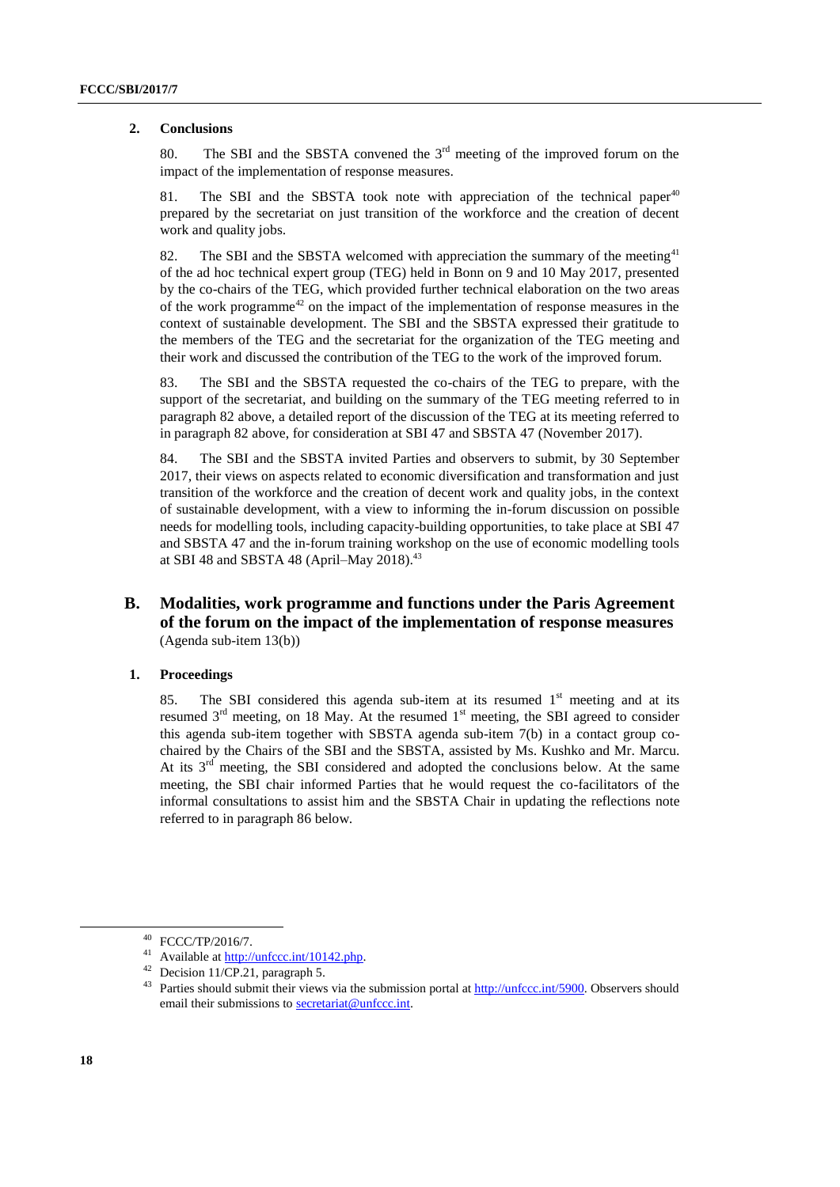### 2. Conclusions

80. The SBI and the SBSTA convened the 3rd meeting of the improved forum on the impact of the implementation of response measures.

81. The SBI and the SBSTA took note with appreciation of the technical paper[40] prepared by the secretariat on just transition of the workforce and the creation of decent work and quality jobs.

82. The SBI and the SBSTA welcomed with appreciation the summary of the meeting[41] of the ad hoc technical expert group (TEG) held in Bonn on 9 and 10 May 2017, presented by the co-chairs of the TEG, which provided further technical elaboration on the two areas of the work programme[42] on the impact of the implementation of response measures in the context of sustainable development. The SBI and the SBSTA expressed their gratitude to the members of the TEG and the secretariat for the organization of the TEG meeting and their work and discussed the contribution of the TEG to the work of the improved forum.

83. The SBI and the SBSTA requested the co-chairs of the TEG to prepare, with the support of the secretariat, and building on the summary of the TEG meeting referred to in paragraph 82 above, a detailed report of the discussion of the TEG at its meeting referred to in paragraph 82 above, for consideration at SBI 47 and SBSTA 47 (November 2017).

84. The SBI and the SBSTA invited Parties and observers to submit, by 30 September 2017, their views on aspects related to economic diversification and transformation and just transition of the workforce and the creation of decent work and quality jobs, in the context of sustainable development, with a view to informing the in-forum discussion on possible needs for modelling tools, including capacity-building opportunities, to take place at SBI 47 and SBSTA 47 and the in-forum training workshop on the use of economic modelling tools at SBI 48 and SBSTA 48 (April–May 2018).[43]

## B. Modalities, work programme and functions under the Paris Agreement of the forum on the impact of the implementation of response measures

(Agenda sub-item 13(b))

### 1. Proceedings

85. The SBI considered this agenda sub-item at its resumed 1st meeting and at its resumed 3rd meeting, on 18 May. At the resumed 1st meeting, the SBI agreed to consider this agenda sub-item together with SBSTA agenda sub-item 7(b) in a contact group co-chaired by the Chairs of the SBI and the SBSTA, assisted by Ms. Kushko and Mr. Marcu. At its 3rd meeting, the SBI considered and adopted the conclusions below. At the same meeting, the SBI chair informed Parties that he would request the co-facilitators of the informal consultations to assist him and the SBSTA Chair in updating the reflections note referred to in paragraph 86 below.

---

[40] FCCC/TP/2016/7.

[41] Available at http://unfccc.int/10142.php.

[42] Decision 11/CP.21, paragraph 5.

[43] Parties should submit their views via the submission portal at http://unfccc.int/5900. Observers should email their submissions to secretariat@unfccc.int.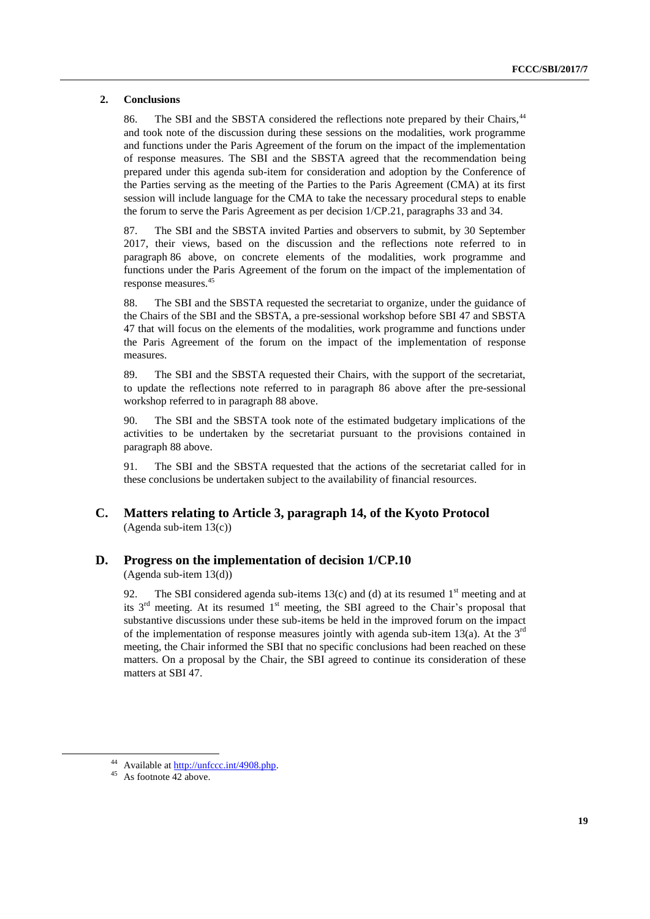### 2. Conclusions

86. The SBI and the SBSTA considered the reflections note prepared by their Chairs,[44] and took note of the discussion during these sessions on the modalities, work programme and functions under the Paris Agreement of the forum on the impact of the implementation of response measures. The SBI and the SBSTA agreed that the recommendation being prepared under this agenda sub-item for consideration and adoption by the Conference of the Parties serving as the meeting of the Parties to the Paris Agreement (CMA) at its first session will include language for the CMA to take the necessary procedural steps to enable the forum to serve the Paris Agreement as per decision 1/CP.21, paragraphs 33 and 34.

87. The SBI and the SBSTA invited Parties and observers to submit, by 30 September 2017, their views, based on the discussion and the reflections note referred to in paragraph 86 above, on concrete elements of the modalities, work programme and functions under the Paris Agreement of the forum on the impact of the implementation of response measures.[45]

88. The SBI and the SBSTA requested the secretariat to organize, under the guidance of the Chairs of the SBI and the SBSTA, a pre-sessional workshop before SBI 47 and SBSTA 47 that will focus on the elements of the modalities, work programme and functions under the Paris Agreement of the forum on the impact of the implementation of response measures.

89. The SBI and the SBSTA requested their Chairs, with the support of the secretariat, to update the reflections note referred to in paragraph 86 above after the pre-sessional workshop referred to in paragraph 88 above.

90. The SBI and the SBSTA took note of the estimated budgetary implications of the activities to be undertaken by the secretariat pursuant to the provisions contained in paragraph 88 above.

91. The SBI and the SBSTA requested that the actions of the secretariat called for in these conclusions be undertaken subject to the availability of financial resources.

## C. Matters relating to Article 3, paragraph 14, of the Kyoto Protocol

(Agenda sub-item 13(c))

## D. Progress on the implementation of decision 1/CP.10

(Agenda sub-item 13(d))

92. The SBI considered agenda sub-items 13(c) and (d) at its resumed 1st meeting and at its 3rd meeting. At its resumed 1st meeting, the SBI agreed to the Chair's proposal that substantive discussions under these sub-items be held in the improved forum on the impact of the implementation of response measures jointly with agenda sub-item 13(a). At the 3rd meeting, the Chair informed the SBI that no specific conclusions had been reached on these matters. On a proposal by the Chair, the SBI agreed to continue its consideration of these matters at SBI 47.

---

[44] Available at http://unfccc.int/4908.php.

[45] As footnote 42 above.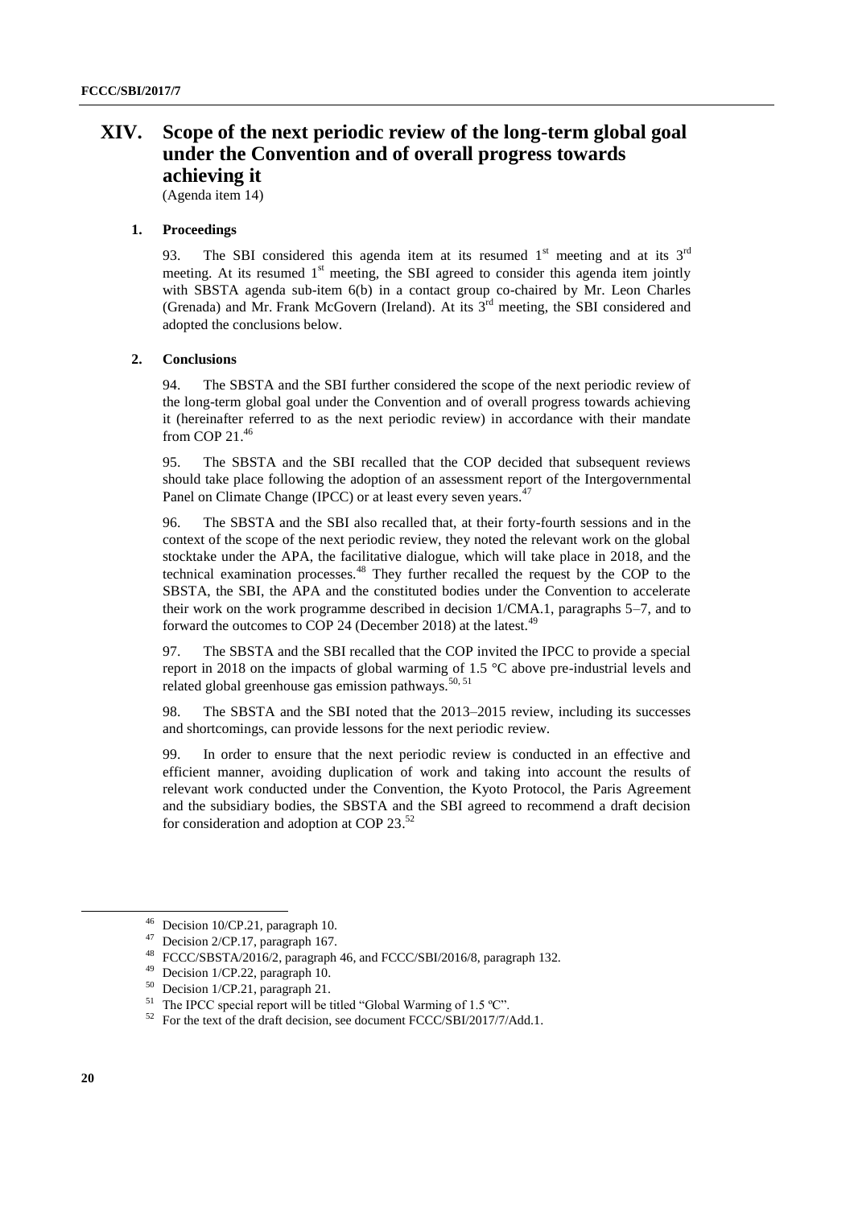# XIV. Scope of the next periodic review of the long-term global goal under the Convention and of overall progress towards achieving it

(Agenda item 14)

## 1. Proceedings

93. The SBI considered this agenda item at its resumed 1st meeting and at its 3rd meeting. At its resumed 1st meeting, the SBI agreed to consider this agenda item jointly with SBSTA agenda sub-item 6(b) in a contact group co-chaired by Mr. Leon Charles (Grenada) and Mr. Frank McGovern (Ireland). At its 3rd meeting, the SBI considered and adopted the conclusions below.

## 2. Conclusions

94. The SBSTA and the SBI further considered the scope of the next periodic review of the long-term global goal under the Convention and of overall progress towards achieving it (hereinafter referred to as the next periodic review) in accordance with their mandate from COP 21.[46]

95. The SBSTA and the SBI recalled that the COP decided that subsequent reviews should take place following the adoption of an assessment report of the Intergovernmental Panel on Climate Change (IPCC) or at least every seven years.[47]

96. The SBSTA and the SBI also recalled that, at their forty-fourth sessions and in the context of the scope of the next periodic review, they noted the relevant work on the global stocktake under the APA, the facilitative dialogue, which will take place in 2018, and the technical examination processes.[48] They further recalled the request by the COP to the SBSTA, the SBI, the APA and the constituted bodies under the Convention to accelerate their work on the work programme described in decision 1/CMA.1, paragraphs 5–7, and to forward the outcomes to COP 24 (December 2018) at the latest.[49]

97. The SBSTA and the SBI recalled that the COP invited the IPCC to provide a special report in 2018 on the impacts of global warming of 1.5 °C above pre-industrial levels and related global greenhouse gas emission pathways.[50, 51]

98. The SBSTA and the SBI noted that the 2013–2015 review, including its successes and shortcomings, can provide lessons for the next periodic review.

99. In order to ensure that the next periodic review is conducted in an effective and efficient manner, avoiding duplication of work and taking into account the results of relevant work conducted under the Convention, the Kyoto Protocol, the Paris Agreement and the subsidiary bodies, the SBSTA and the SBI agreed to recommend a draft decision for consideration and adoption at COP 23.[52]

---

[46] Decision 10/CP.21, paragraph 10.

[47] Decision 2/CP.17, paragraph 167.

[48] FCCC/SBSTA/2016/2, paragraph 46, and FCCC/SBI/2016/8, paragraph 132.

[49] Decision 1/CP.22, paragraph 10.

[50] Decision 1/CP.21, paragraph 21.

[51] The IPCC special report will be titled "Global Warming of 1.5 ºC".

[52] For the text of the draft decision, see document FCCC/SBI/2017/7/Add.1.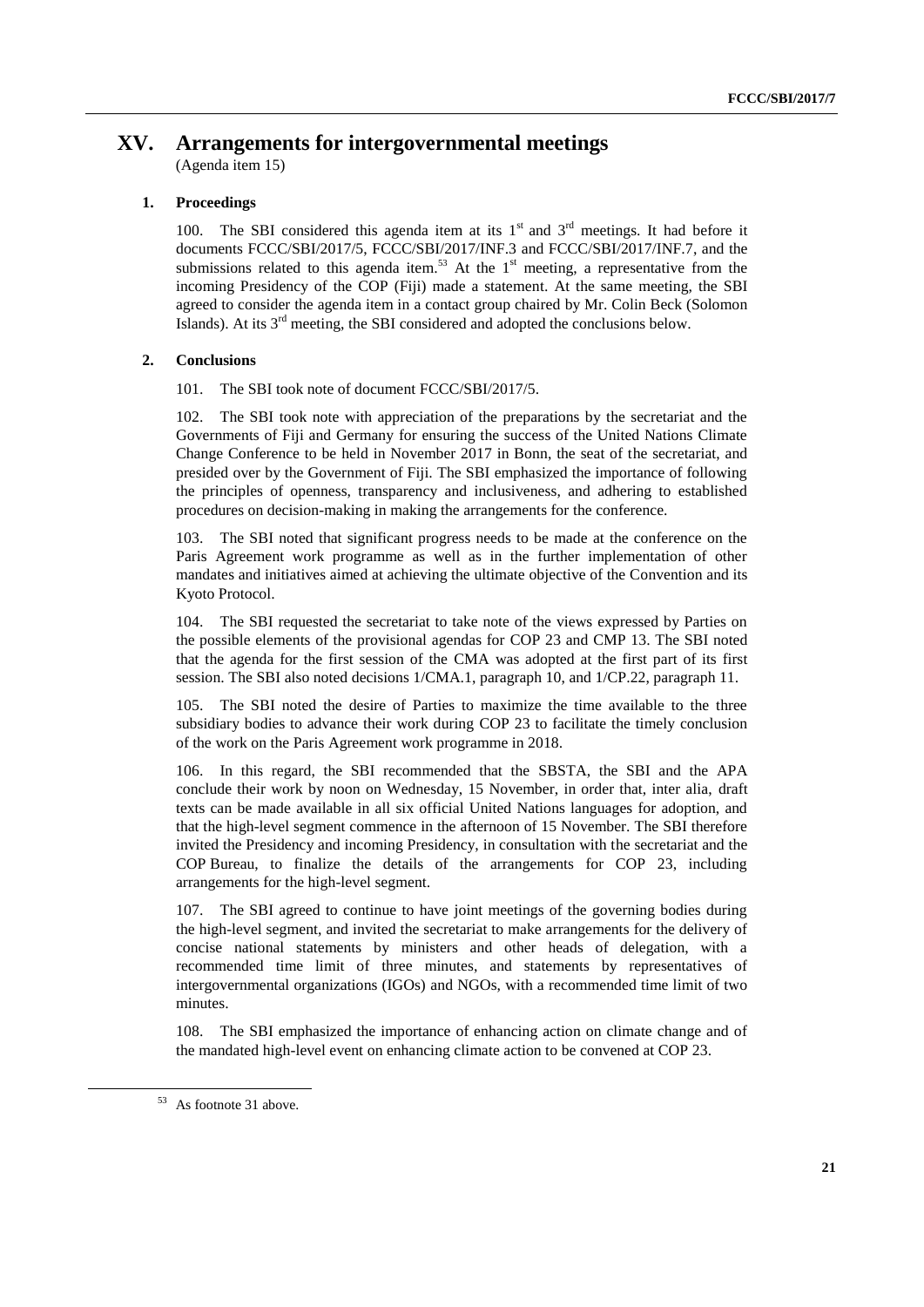# XV. Arrangements for intergovernmental meetings

(Agenda item 15)

## 1. Proceedings

100. The SBI considered this agenda item at its 1st and 3rd meetings. It had before it documents FCCC/SBI/2017/5, FCCC/SBI/2017/INF.3 and FCCC/SBI/2017/INF.7, and the submissions related to this agenda item.[53] At the 1st meeting, a representative from the incoming Presidency of the COP (Fiji) made a statement. At the same meeting, the SBI agreed to consider the agenda item in a contact group chaired by Mr. Colin Beck (Solomon Islands). At its 3rd meeting, the SBI considered and adopted the conclusions below.

## 2. Conclusions

101. The SBI took note of document FCCC/SBI/2017/5.

102. The SBI took note with appreciation of the preparations by the secretariat and the Governments of Fiji and Germany for ensuring the success of the United Nations Climate Change Conference to be held in November 2017 in Bonn, the seat of the secretariat, and presided over by the Government of Fiji. The SBI emphasized the importance of following the principles of openness, transparency and inclusiveness, and adhering to established procedures on decision-making in making the arrangements for the conference.

103. The SBI noted that significant progress needs to be made at the conference on the Paris Agreement work programme as well as in the further implementation of other mandates and initiatives aimed at achieving the ultimate objective of the Convention and its Kyoto Protocol.

104. The SBI requested the secretariat to take note of the views expressed by Parties on the possible elements of the provisional agendas for COP 23 and CMP 13. The SBI noted that the agenda for the first session of the CMA was adopted at the first part of its first session. The SBI also noted decisions 1/CMA.1, paragraph 10, and 1/CP.22, paragraph 11.

105. The SBI noted the desire of Parties to maximize the time available to the three subsidiary bodies to advance their work during COP 23 to facilitate the timely conclusion of the work on the Paris Agreement work programme in 2018.

106. In this regard, the SBI recommended that the SBSTA, the SBI and the APA conclude their work by noon on Wednesday, 15 November, in order that, inter alia, draft texts can be made available in all six official United Nations languages for adoption, and that the high-level segment commence in the afternoon of 15 November. The SBI therefore invited the Presidency and incoming Presidency, in consultation with the secretariat and the COP Bureau, to finalize the details of the arrangements for COP 23, including arrangements for the high-level segment.

107. The SBI agreed to continue to have joint meetings of the governing bodies during the high-level segment, and invited the secretariat to make arrangements for the delivery of concise national statements by ministers and other heads of delegation, with a recommended time limit of three minutes, and statements by representatives of intergovernmental organizations (IGOs) and NGOs, with a recommended time limit of two minutes.

108. The SBI emphasized the importance of enhancing action on climate change and of the mandated high-level event on enhancing climate action to be convened at COP 23.

[53] As footnote 31 above.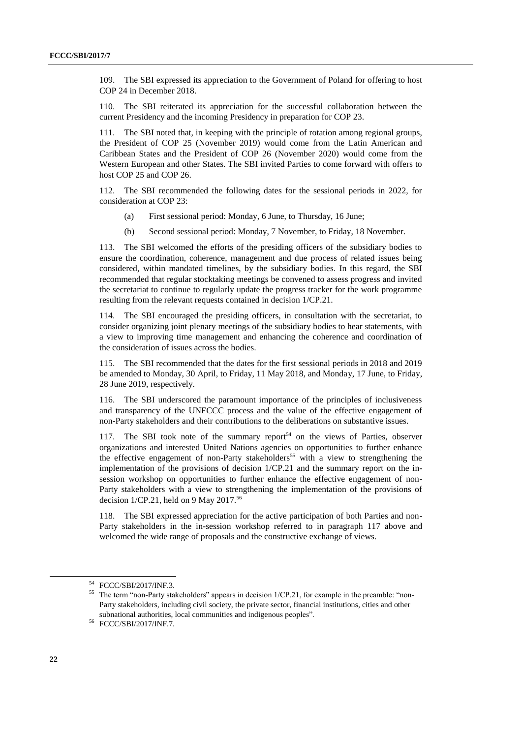109. The SBI expressed its appreciation to the Government of Poland for offering to host COP 24 in December 2018.

110. The SBI reiterated its appreciation for the successful collaboration between the current Presidency and the incoming Presidency in preparation for COP 23.

111. The SBI noted that, in keeping with the principle of rotation among regional groups, the President of COP 25 (November 2019) would come from the Latin American and Caribbean States and the President of COP 26 (November 2020) would come from the Western European and other States. The SBI invited Parties to come forward with offers to host COP 25 and COP 26.

112. The SBI recommended the following dates for the sessional periods in 2022, for consideration at COP 23:

(a) First sessional period: Monday, 6 June, to Thursday, 16 June;

(b) Second sessional period: Monday, 7 November, to Friday, 18 November.

113. The SBI welcomed the efforts of the presiding officers of the subsidiary bodies to ensure the coordination, coherence, management and due process of related issues being considered, within mandated timelines, by the subsidiary bodies. In this regard, the SBI recommended that regular stocktaking meetings be convened to assess progress and invited the secretariat to continue to regularly update the progress tracker for the work programme resulting from the relevant requests contained in decision 1/CP.21.

114. The SBI encouraged the presiding officers, in consultation with the secretariat, to consider organizing joint plenary meetings of the subsidiary bodies to hear statements, with a view to improving time management and enhancing the coherence and coordination of the consideration of issues across the bodies.

115. The SBI recommended that the dates for the first sessional periods in 2018 and 2019 be amended to Monday, 30 April, to Friday, 11 May 2018, and Monday, 17 June, to Friday, 28 June 2019, respectively.

116. The SBI underscored the paramount importance of the principles of inclusiveness and transparency of the UNFCCC process and the value of the effective engagement of non-Party stakeholders and their contributions to the deliberations on substantive issues.

117. The SBI took note of the summary report[54] on the views of Parties, observer organizations and interested United Nations agencies on opportunities to further enhance the effective engagement of non-Party stakeholders[55] with a view to strengthening the implementation of the provisions of decision 1/CP.21 and the summary report on the in-session workshop on opportunities to further enhance the effective engagement of non-Party stakeholders with a view to strengthening the implementation of the provisions of decision 1/CP.21, held on 9 May 2017.[56]

118. The SBI expressed appreciation for the active participation of both Parties and non-Party stakeholders in the in-session workshop referred to in paragraph 117 above and welcomed the wide range of proposals and the constructive exchange of views.

---

[54] FCCC/SBI/2017/INF.3.

[55] The term "non-Party stakeholders" appears in decision 1/CP.21, for example in the preamble: "non-Party stakeholders, including civil society, the private sector, financial institutions, cities and other subnational authorities, local communities and indigenous peoples".

[56] FCCC/SBI/2017/INF.7.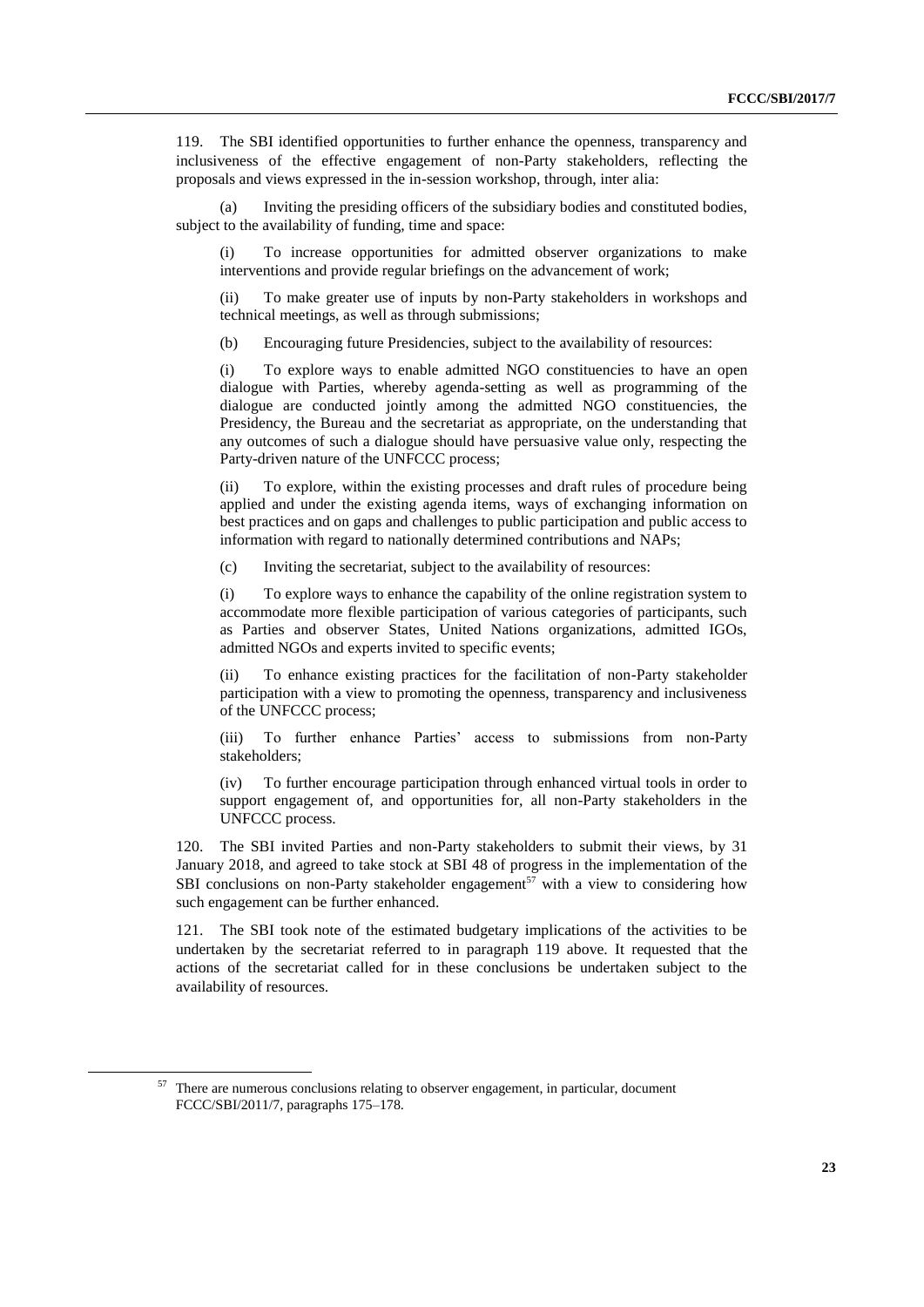119. The SBI identified opportunities to further enhance the openness, transparency and inclusiveness of the effective engagement of non-Party stakeholders, reflecting the proposals and views expressed in the in-session workshop, through, inter alia:

(a) Inviting the presiding officers of the subsidiary bodies and constituted bodies, subject to the availability of funding, time and space:

(i) To increase opportunities for admitted observer organizations to make interventions and provide regular briefings on the advancement of work;

(ii) To make greater use of inputs by non-Party stakeholders in workshops and technical meetings, as well as through submissions;

(b) Encouraging future Presidencies, subject to the availability of resources:

(i) To explore ways to enable admitted NGO constituencies to have an open dialogue with Parties, whereby agenda-setting as well as programming of the dialogue are conducted jointly among the admitted NGO constituencies, the Presidency, the Bureau and the secretariat as appropriate, on the understanding that any outcomes of such a dialogue should have persuasive value only, respecting the Party-driven nature of the UNFCCC process;

(ii) To explore, within the existing processes and draft rules of procedure being applied and under the existing agenda items, ways of exchanging information on best practices and on gaps and challenges to public participation and public access to information with regard to nationally determined contributions and NAPs;

(c) Inviting the secretariat, subject to the availability of resources:

(i) To explore ways to enhance the capability of the online registration system to accommodate more flexible participation of various categories of participants, such as Parties and observer States, United Nations organizations, admitted IGOs, admitted NGOs and experts invited to specific events;

(ii) To enhance existing practices for the facilitation of non-Party stakeholder participation with a view to promoting the openness, transparency and inclusiveness of the UNFCCC process;

(iii) To further enhance Parties' access to submissions from non-Party stakeholders;

(iv) To further encourage participation through enhanced virtual tools in order to support engagement of, and opportunities for, all non-Party stakeholders in the UNFCCC process.

120. The SBI invited Parties and non-Party stakeholders to submit their views, by 31 January 2018, and agreed to take stock at SBI 48 of progress in the implementation of the SBI conclusions on non-Party stakeholder engagement[57] with a view to considering how such engagement can be further enhanced.

121. The SBI took note of the estimated budgetary implications of the activities to be undertaken by the secretariat referred to in paragraph 119 above. It requested that the actions of the secretariat called for in these conclusions be undertaken subject to the availability of resources.

[57] There are numerous conclusions relating to observer engagement, in particular, document FCCC/SBI/2011/7, paragraphs 175–178.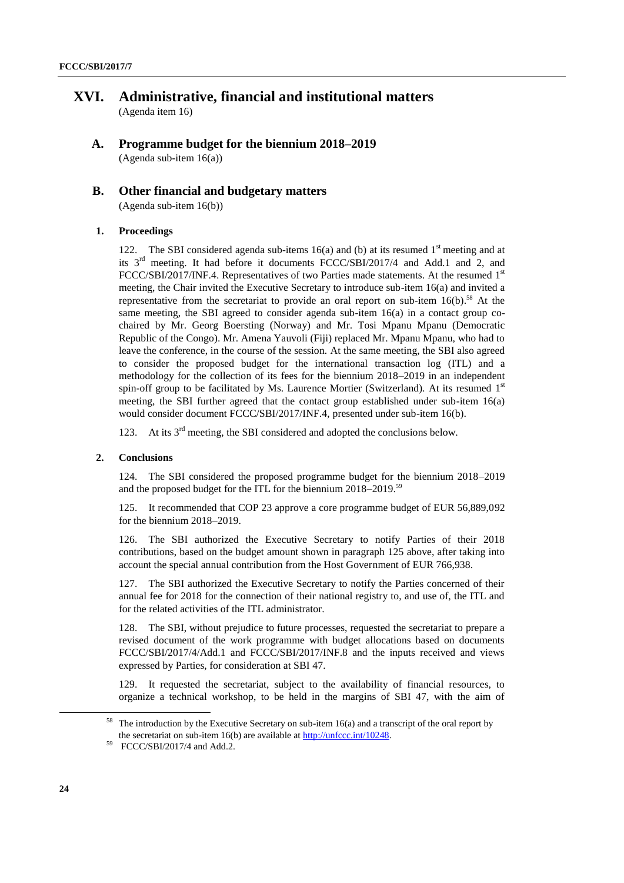# XVI. Administrative, financial and institutional matters

(Agenda item 16)

## A. Programme budget for the biennium 2018–2019

(Agenda sub-item 16(a))

## B. Other financial and budgetary matters

(Agenda sub-item 16(b))

### 1. Proceedings

122. The SBI considered agenda sub-items 16(a) and (b) at its resumed 1st meeting and at its 3rd meeting. It had before it documents FCCC/SBI/2017/4 and Add.1 and 2, and FCCC/SBI/2017/INF.4. Representatives of two Parties made statements. At the resumed 1st meeting, the Chair invited the Executive Secretary to introduce sub-item 16(a) and invited a representative from the secretariat to provide an oral report on sub-item 16(b).[58] At the same meeting, the SBI agreed to consider agenda sub-item 16(a) in a contact group co-chaired by Mr. Georg Boersting (Norway) and Mr. Tosi Mpanu Mpanu (Democratic Republic of the Congo). Mr. Amena Yauvoli (Fiji) replaced Mr. Mpanu Mpanu, who had to leave the conference, in the course of the session. At the same meeting, the SBI also agreed to consider the proposed budget for the international transaction log (ITL) and a methodology for the collection of its fees for the biennium 2018–2019 in an independent spin-off group to be facilitated by Ms. Laurence Mortier (Switzerland). At its resumed 1st meeting, the SBI further agreed that the contact group established under sub-item 16(a) would consider document FCCC/SBI/2017/INF.4, presented under sub-item 16(b).

123. At its 3rd meeting, the SBI considered and adopted the conclusions below.

### 2. Conclusions

124. The SBI considered the proposed programme budget for the biennium 2018–2019 and the proposed budget for the ITL for the biennium 2018–2019.[59]

125. It recommended that COP 23 approve a core programme budget of EUR 56,889,092 for the biennium 2018–2019.

126. The SBI authorized the Executive Secretary to notify Parties of their 2018 contributions, based on the budget amount shown in paragraph 125 above, after taking into account the special annual contribution from the Host Government of EUR 766,938.

127. The SBI authorized the Executive Secretary to notify the Parties concerned of their annual fee for 2018 for the connection of their national registry to, and use of, the ITL and for the related activities of the ITL administrator.

128. The SBI, without prejudice to future processes, requested the secretariat to prepare a revised document of the work programme with budget allocations based on documents FCCC/SBI/2017/4/Add.1 and FCCC/SBI/2017/INF.8 and the inputs received and views expressed by Parties, for consideration at SBI 47.

129. It requested the secretariat, subject to the availability of financial resources, to organize a technical workshop, to be held in the margins of SBI 47, with the aim of

---

[58] The introduction by the Executive Secretary on sub-item 16(a) and a transcript of the oral report by the secretariat on sub-item 16(b) are available at http://unfccc.int/10248.

[59] FCCC/SBI/2017/4 and Add.2.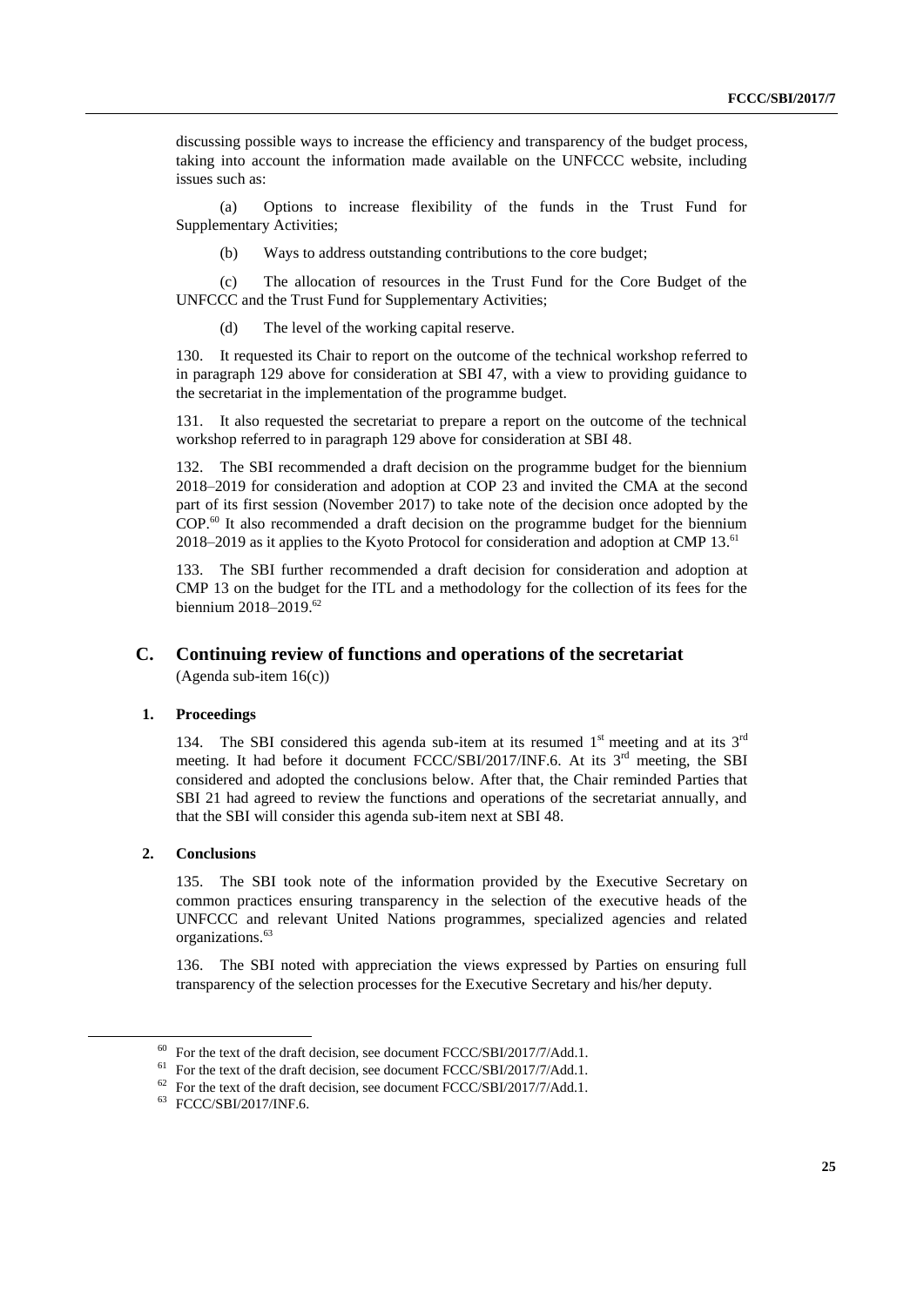discussing possible ways to increase the efficiency and transparency of the budget process, taking into account the information made available on the UNFCCC website, including issues such as:

(a) Options to increase flexibility of the funds in the Trust Fund for Supplementary Activities;

(b) Ways to address outstanding contributions to the core budget;

(c) The allocation of resources in the Trust Fund for the Core Budget of the UNFCCC and the Trust Fund for Supplementary Activities;

(d) The level of the working capital reserve.

130. It requested its Chair to report on the outcome of the technical workshop referred to in paragraph 129 above for consideration at SBI 47, with a view to providing guidance to the secretariat in the implementation of the programme budget.

131. It also requested the secretariat to prepare a report on the outcome of the technical workshop referred to in paragraph 129 above for consideration at SBI 48.

132. The SBI recommended a draft decision on the programme budget for the biennium 2018–2019 for consideration and adoption at COP 23 and invited the CMA at the second part of its first session (November 2017) to take note of the decision once adopted by the COP.[60] It also recommended a draft decision on the programme budget for the biennium 2018–2019 as it applies to the Kyoto Protocol for consideration and adoption at CMP 13.[61]

133. The SBI further recommended a draft decision for consideration and adoption at CMP 13 on the budget for the ITL and a methodology for the collection of its fees for the biennium 2018–2019.[62]

## C. Continuing review of functions and operations of the secretariat

(Agenda sub-item 16(c))

### 1. Proceedings

134. The SBI considered this agenda sub-item at its resumed 1st meeting and at its 3rd meeting. It had before it document FCCC/SBI/2017/INF.6. At its 3rd meeting, the SBI considered and adopted the conclusions below. After that, the Chair reminded Parties that SBI 21 had agreed to review the functions and operations of the secretariat annually, and that the SBI will consider this agenda sub-item next at SBI 48.

### 2. Conclusions

135. The SBI took note of the information provided by the Executive Secretary on common practices ensuring transparency in the selection of the executive heads of the UNFCCC and relevant United Nations programmes, specialized agencies and related organizations.[63]

136. The SBI noted with appreciation the views expressed by Parties on ensuring full transparency of the selection processes for the Executive Secretary and his/her deputy.

---

[60] For the text of the draft decision, see document FCCC/SBI/2017/7/Add.1.

[61] For the text of the draft decision, see document FCCC/SBI/2017/7/Add.1.

[62] For the text of the draft decision, see document FCCC/SBI/2017/7/Add.1.

[63] FCCC/SBI/2017/INF.6.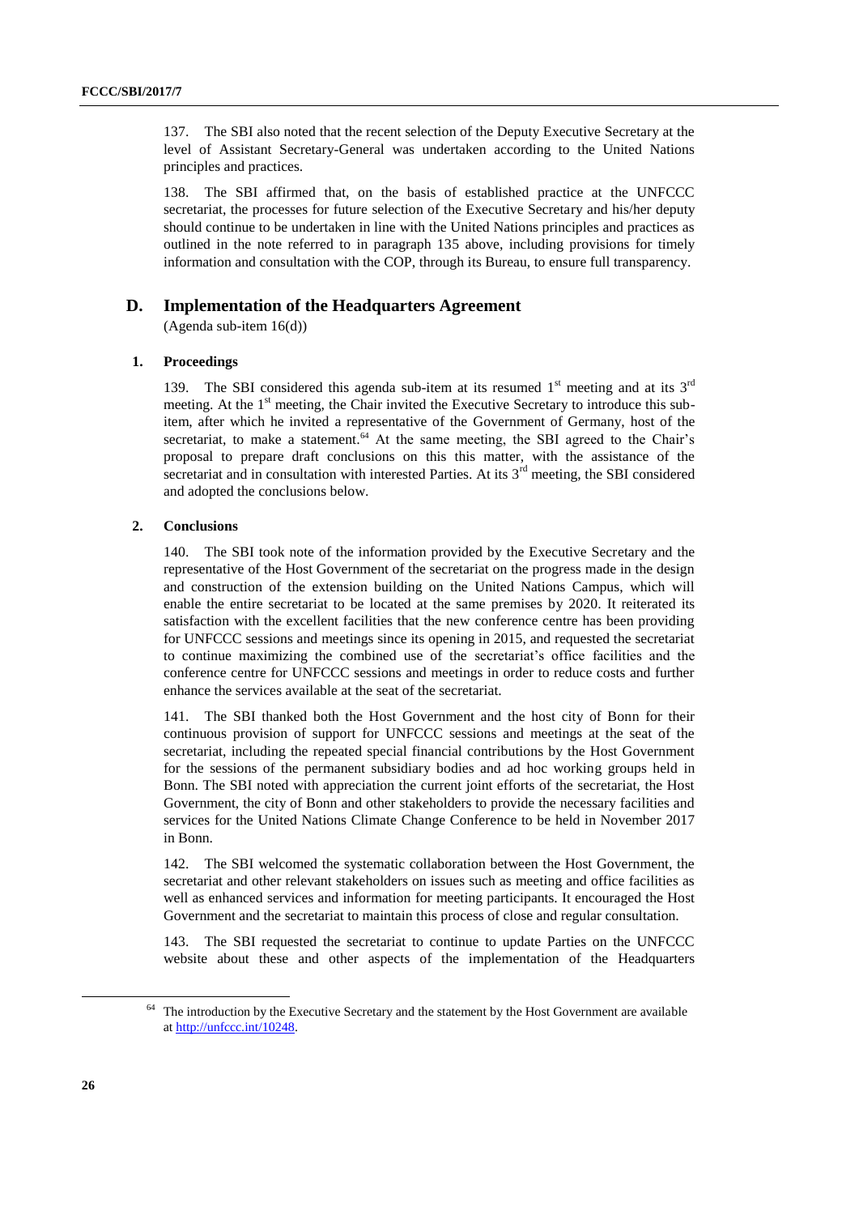137. The SBI also noted that the recent selection of the Deputy Executive Secretary at the level of Assistant Secretary-General was undertaken according to the United Nations principles and practices.

138. The SBI affirmed that, on the basis of established practice at the UNFCCC secretariat, the processes for future selection of the Executive Secretary and his/her deputy should continue to be undertaken in line with the United Nations principles and practices as outlined in the note referred to in paragraph 135 above, including provisions for timely information and consultation with the COP, through its Bureau, to ensure full transparency.

## D. Implementation of the Headquarters Agreement

(Agenda sub-item 16(d))

### 1. Proceedings

139. The SBI considered this agenda sub-item at its resumed 1st meeting and at its 3rd meeting. At the 1st meeting, the Chair invited the Executive Secretary to introduce this sub-item, after which he invited a representative of the Government of Germany, host of the secretariat, to make a statement.[64] At the same meeting, the SBI agreed to the Chair's proposal to prepare draft conclusions on this this matter, with the assistance of the secretariat and in consultation with interested Parties. At its 3rd meeting, the SBI considered and adopted the conclusions below.

### 2. Conclusions

140. The SBI took note of the information provided by the Executive Secretary and the representative of the Host Government of the secretariat on the progress made in the design and construction of the extension building on the United Nations Campus, which will enable the entire secretariat to be located at the same premises by 2020. It reiterated its satisfaction with the excellent facilities that the new conference centre has been providing for UNFCCC sessions and meetings since its opening in 2015, and requested the secretariat to continue maximizing the combined use of the secretariat's office facilities and the conference centre for UNFCCC sessions and meetings in order to reduce costs and further enhance the services available at the seat of the secretariat.

141. The SBI thanked both the Host Government and the host city of Bonn for their continuous provision of support for UNFCCC sessions and meetings at the seat of the secretariat, including the repeated special financial contributions by the Host Government for the sessions of the permanent subsidiary bodies and ad hoc working groups held in Bonn. The SBI noted with appreciation the current joint efforts of the secretariat, the Host Government, the city of Bonn and other stakeholders to provide the necessary facilities and services for the United Nations Climate Change Conference to be held in November 2017 in Bonn.

142. The SBI welcomed the systematic collaboration between the Host Government, the secretariat and other relevant stakeholders on issues such as meeting and office facilities as well as enhanced services and information for meeting participants. It encouraged the Host Government and the secretariat to maintain this process of close and regular consultation.

143. The SBI requested the secretariat to continue to update Parties on the UNFCCC website about these and other aspects of the implementation of the Headquarters

---

[64] The introduction by the Executive Secretary and the statement by the Host Government are available at http://unfccc.int/10248.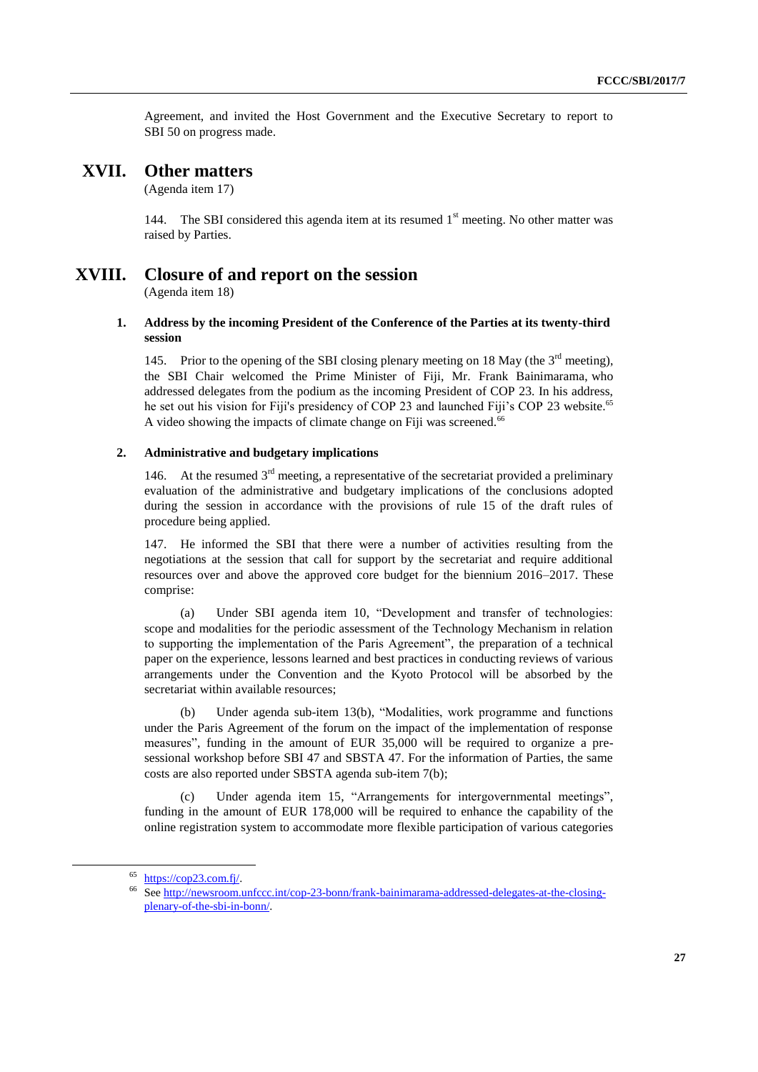Agreement, and invited the Host Government and the Executive Secretary to report to SBI 50 on progress made.

# XVII. Other matters

(Agenda item 17)

144. The SBI considered this agenda item at its resumed 1st meeting. No other matter was raised by Parties.

# XVIII. Closure of and report on the session

(Agenda item 18)

### 1. Address by the incoming President of the Conference of the Parties at its twenty-third session

145. Prior to the opening of the SBI closing plenary meeting on 18 May (the 3rd meeting), the SBI Chair welcomed the Prime Minister of Fiji, Mr. Frank Bainimarama, who addressed delegates from the podium as the incoming President of COP 23. In his address, he set out his vision for Fiji's presidency of COP 23 and launched Fiji's COP 23 website.[65] A video showing the impacts of climate change on Fiji was screened.[66]

### 2. Administrative and budgetary implications

146. At the resumed 3rd meeting, a representative of the secretariat provided a preliminary evaluation of the administrative and budgetary implications of the conclusions adopted during the session in accordance with the provisions of rule 15 of the draft rules of procedure being applied.

147. He informed the SBI that there were a number of activities resulting from the negotiations at the session that call for support by the secretariat and require additional resources over and above the approved core budget for the biennium 2016–2017. These comprise:

(a) Under SBI agenda item 10, "Development and transfer of technologies: scope and modalities for the periodic assessment of the Technology Mechanism in relation to supporting the implementation of the Paris Agreement", the preparation of a technical paper on the experience, lessons learned and best practices in conducting reviews of various arrangements under the Convention and the Kyoto Protocol will be absorbed by the secretariat within available resources;

(b) Under agenda sub-item 13(b), "Modalities, work programme and functions under the Paris Agreement of the forum on the impact of the implementation of response measures", funding in the amount of EUR 35,000 will be required to organize a pre-sessional workshop before SBI 47 and SBSTA 47. For the information of Parties, the same costs are also reported under SBSTA agenda sub-item 7(b);

(c) Under agenda item 15, "Arrangements for intergovernmental meetings", funding in the amount of EUR 178,000 will be required to enhance the capability of the online registration system to accommodate more flexible participation of various categories

---

[65] https://cop23.com.fj/.

[66] See http://newsroom.unfccc.int/cop-23-bonn/frank-bainimarama-addressed-delegates-at-the-closing-plenary-of-the-sbi-in-bonn/.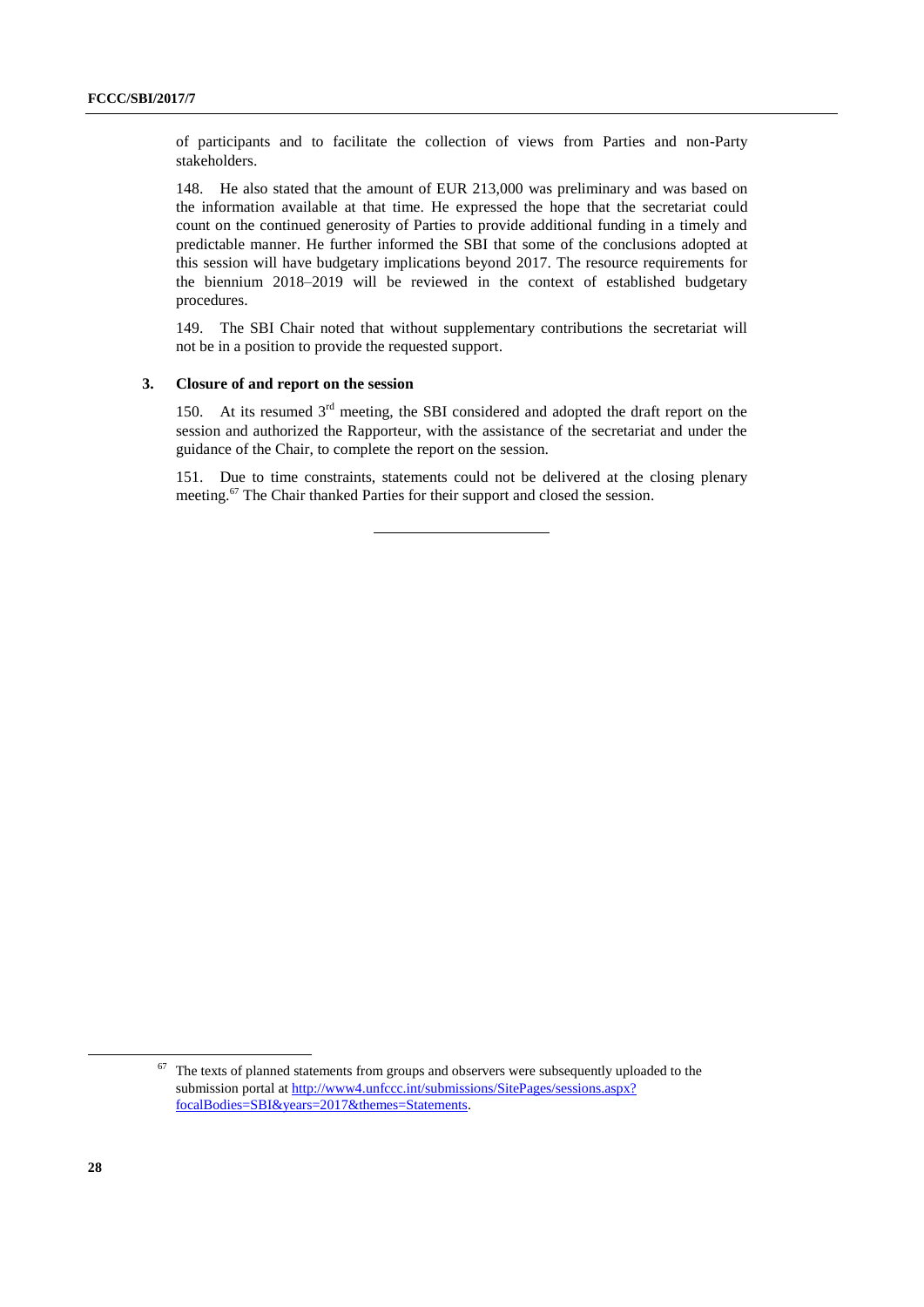of participants and to facilitate the collection of views from Parties and non-Party stakeholders.

148. He also stated that the amount of EUR 213,000 was preliminary and was based on the information available at that time. He expressed the hope that the secretariat could count on the continued generosity of Parties to provide additional funding in a timely and predictable manner. He further informed the SBI that some of the conclusions adopted at this session will have budgetary implications beyond 2017. The resource requirements for the biennium 2018–2019 will be reviewed in the context of established budgetary procedures.

149. The SBI Chair noted that without supplementary contributions the secretariat will not be in a position to provide the requested support.

### 3. Closure of and report on the session

150. At its resumed 3rd meeting, the SBI considered and adopted the draft report on the session and authorized the Rapporteur, with the assistance of the secretariat and under the guidance of the Chair, to complete the report on the session.

151. Due to time constraints, statements could not be delivered at the closing plenary meeting.[67] The Chair thanked Parties for their support and closed the session.

---

[67] The texts of planned statements from groups and observers were subsequently uploaded to the submission portal at http://www4.unfccc.int/submissions/SitePages/sessions.aspx?focalBodies=SBI&years=2017&themes=Statements.